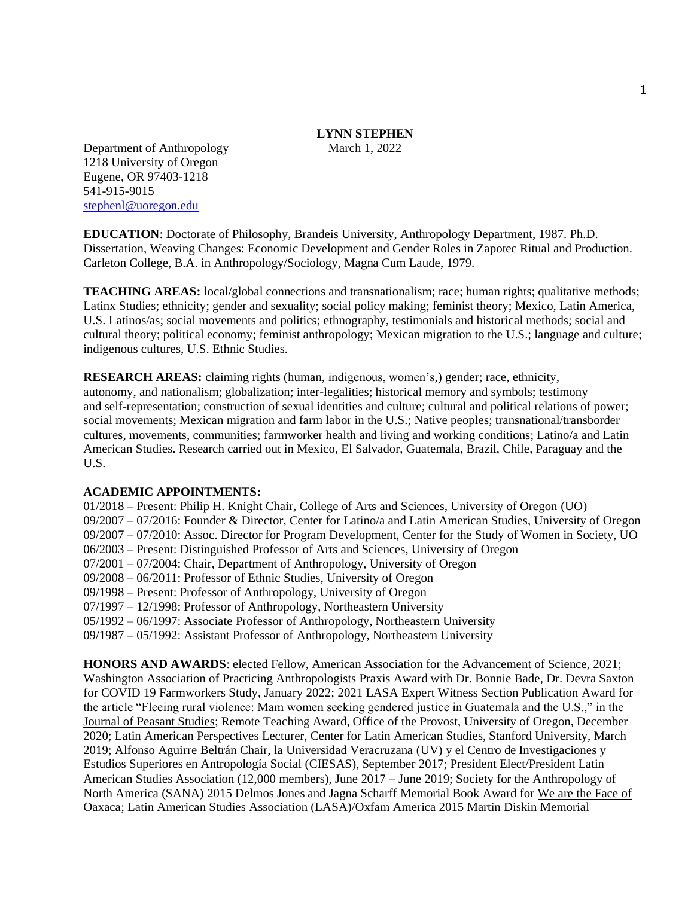# LYNN STEPHEN

Department of Anthropology
1218 University of Oregon
Eugene, OR 97403-1218
541-915-9015
stephenl@uoregon.edu

March 1, 2022

**EDUCATION**: Doctorate of Philosophy, Brandeis University, Anthropology Department, 1987. Ph.D. Dissertation, Weaving Changes: Economic Development and Gender Roles in Zapotec Ritual and Production. Carleton College, B.A. in Anthropology/Sociology, Magna Cum Laude, 1979.

**TEACHING AREAS:** local/global connections and transnationalism; race; human rights; qualitative methods; Latinx Studies; ethnicity; gender and sexuality; social policy making; feminist theory; Mexico, Latin America, U.S. Latinos/as; social movements and politics; ethnography, testimonials and historical methods; social and cultural theory; political economy; feminist anthropology; Mexican migration to the U.S.; language and culture; indigenous cultures, U.S. Ethnic Studies.

**RESEARCH AREAS:** claiming rights (human, indigenous, women's,) gender; race, ethnicity, autonomy, and nationalism; globalization; inter-legalities; historical memory and symbols; testimony and self-representation; construction of sexual identities and culture; cultural and political relations of power; social movements; Mexican migration and farm labor in the U.S.; Native peoples; transnational/transborder cultures, movements, communities; farmworker health and living and working conditions; Latino/a and Latin American Studies. Research carried out in Mexico, El Salvador, Guatemala, Brazil, Chile, Paraguay and the U.S.

**ACADEMIC APPOINTMENTS:**

01/2018 – Present: Philip H. Knight Chair, College of Arts and Sciences, University of Oregon (UO)
09/2007 – 07/2016: Founder & Director, Center for Latino/a and Latin American Studies, University of Oregon
09/2007 – 07/2010: Assoc. Director for Program Development, Center for the Study of Women in Society, UO
06/2003 – Present: Distinguished Professor of Arts and Sciences, University of Oregon
07/2001 – 07/2004: Chair, Department of Anthropology, University of Oregon
09/2008 – 06/2011: Professor of Ethnic Studies, University of Oregon
09/1998 – Present: Professor of Anthropology, University of Oregon
07/1997 – 12/1998: Professor of Anthropology, Northeastern University
05/1992 – 06/1997: Associate Professor of Anthropology, Northeastern University
09/1987 – 05/1992: Assistant Professor of Anthropology, Northeastern University

**HONORS AND AWARDS**: elected Fellow, American Association for the Advancement of Science, 2021; Washington Association of Practicing Anthropologists Praxis Award with Dr. Bonnie Bade, Dr. Devra Saxton for COVID 19 Farmworkers Study, January 2022; 2021 LASA Expert Witness Section Publication Award for the article "Fleeing rural violence: Mam women seeking gendered justice in Guatemala and the U.S.," in the Journal of Peasant Studies; Remote Teaching Award, Office of the Provost, University of Oregon, December 2020; Latin American Perspectives Lecturer, Center for Latin American Studies, Stanford University, March 2019; Alfonso Aguirre Beltrán Chair, la Universidad Veracruzana (UV) y el Centro de Investigaciones y Estudios Superiores en Antropología Social (CIESAS), September 2017; President Elect/President Latin American Studies Association (12,000 members), June 2017 – June 2019; Society for the Anthropology of North America (SANA) 2015 Delmos Jones and Jagna Scharff Memorial Book Award for We are the Face of Oaxaca; Latin American Studies Association (LASA)/Oxfam America 2015 Martin Diskin Memorial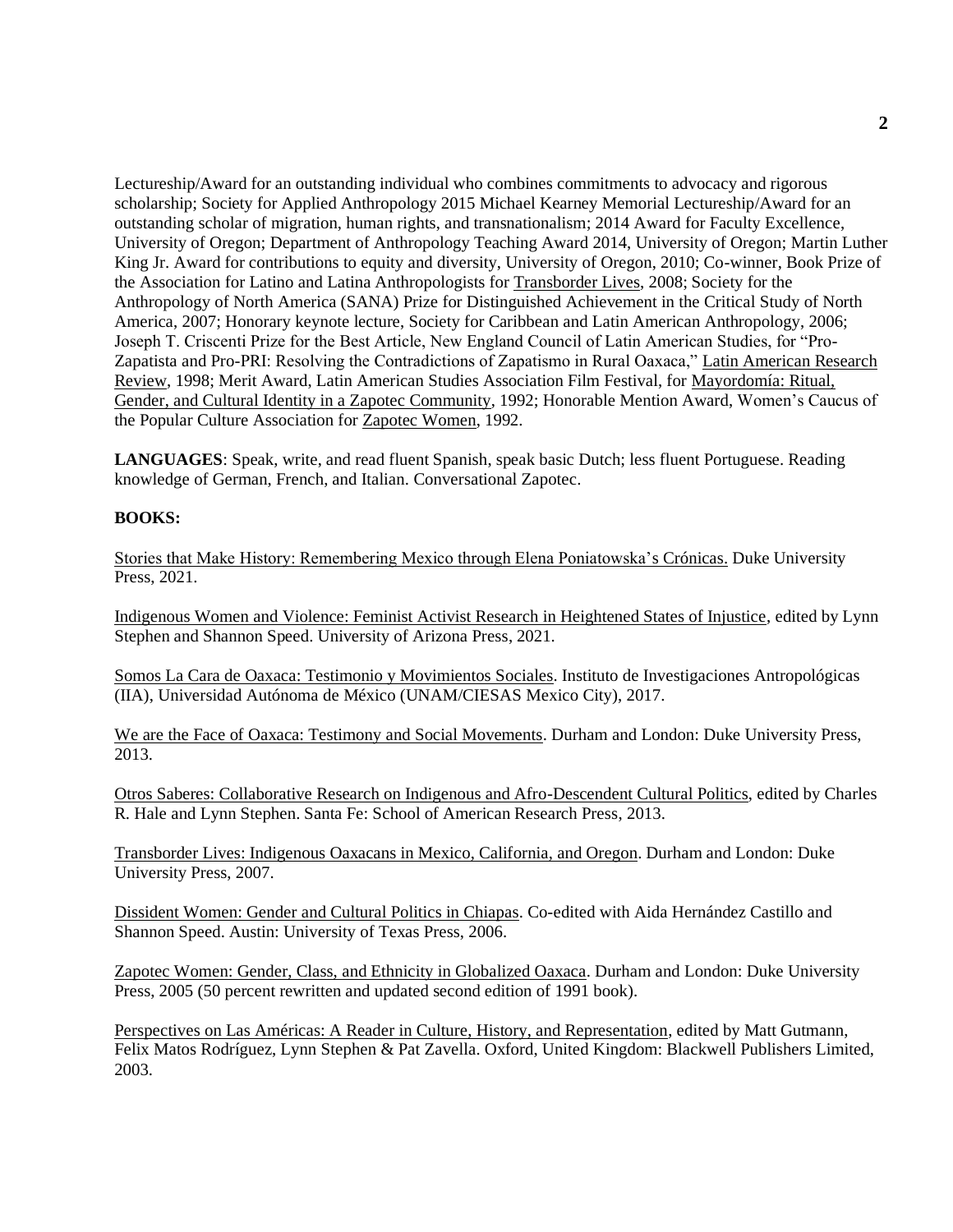Lectureship/Award for an outstanding individual who combines commitments to advocacy and rigorous scholarship; Society for Applied Anthropology 2015 Michael Kearney Memorial Lectureship/Award for an outstanding scholar of migration, human rights, and transnationalism; 2014 Award for Faculty Excellence, University of Oregon; Department of Anthropology Teaching Award 2014, University of Oregon; Martin Luther King Jr. Award for contributions to equity and diversity, University of Oregon, 2010; Co-winner, Book Prize of the Association for Latino and Latina Anthropologists for Transborder Lives, 2008; Society for the Anthropology of North America (SANA) Prize for Distinguished Achievement in the Critical Study of North America, 2007; Honorary keynote lecture, Society for Caribbean and Latin American Anthropology, 2006; Joseph T. Criscenti Prize for the Best Article, New England Council of Latin American Studies, for "Pro-Zapatista and Pro-PRI: Resolving the Contradictions of Zapatismo in Rural Oaxaca," Latin American Research Review, 1998; Merit Award, Latin American Studies Association Film Festival, for Mayordomía: Ritual, Gender, and Cultural Identity in a Zapotec Community, 1992; Honorable Mention Award, Women's Caucus of the Popular Culture Association for Zapotec Women, 1992.

**LANGUAGES**: Speak, write, and read fluent Spanish, speak basic Dutch; less fluent Portuguese. Reading knowledge of German, French, and Italian. Conversational Zapotec.

**BOOKS:**

Stories that Make History: Remembering Mexico through Elena Poniatowska's Crónicas. Duke University Press, 2021.

Indigenous Women and Violence: Feminist Activist Research in Heightened States of Injustice, edited by Lynn Stephen and Shannon Speed. University of Arizona Press, 2021.

Somos La Cara de Oaxaca: Testimonio y Movimientos Sociales. Instituto de Investigaciones Antropológicas (IIA), Universidad Autónoma de México (UNAM/CIESAS Mexico City), 2017.

We are the Face of Oaxaca: Testimony and Social Movements. Durham and London: Duke University Press, 2013.

Otros Saberes: Collaborative Research on Indigenous and Afro-Descendent Cultural Politics, edited by Charles R. Hale and Lynn Stephen. Santa Fe: School of American Research Press, 2013.

Transborder Lives: Indigenous Oaxacans in Mexico, California, and Oregon. Durham and London: Duke University Press, 2007.

Dissident Women: Gender and Cultural Politics in Chiapas. Co-edited with Aida Hernández Castillo and Shannon Speed. Austin: University of Texas Press, 2006.

Zapotec Women: Gender, Class, and Ethnicity in Globalized Oaxaca. Durham and London: Duke University Press, 2005 (50 percent rewritten and updated second edition of 1991 book).

Perspectives on Las Américas: A Reader in Culture, History, and Representation, edited by Matt Gutmann, Felix Matos Rodríguez, Lynn Stephen & Pat Zavella. Oxford, United Kingdom: Blackwell Publishers Limited, 2003.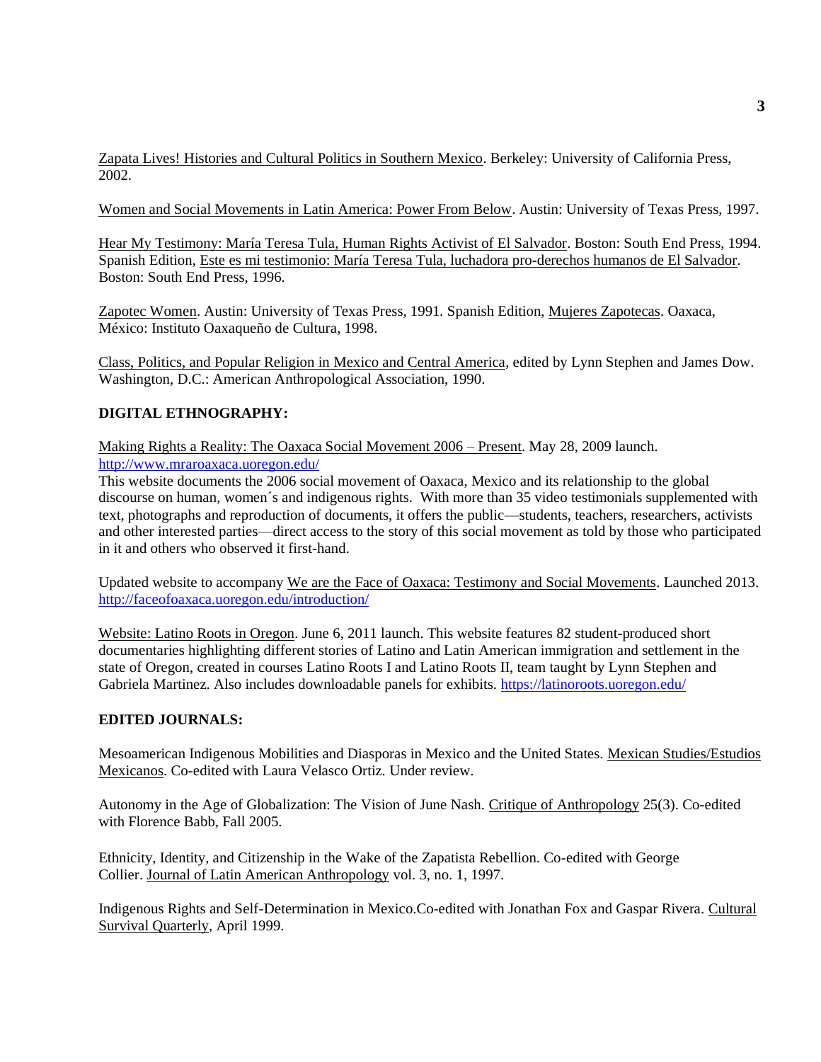Zapata Lives! Histories and Cultural Politics in Southern Mexico. Berkeley: University of California Press, 2002.

Women and Social Movements in Latin America: Power From Below. Austin: University of Texas Press, 1997.

Hear My Testimony: María Teresa Tula, Human Rights Activist of El Salvador. Boston: South End Press, 1994. Spanish Edition, Este es mi testimonio: María Teresa Tula, luchadora pro-derechos humanos de El Salvador. Boston: South End Press, 1996.

Zapotec Women. Austin: University of Texas Press, 1991. Spanish Edition, Mujeres Zapotecas. Oaxaca, México: Instituto Oaxaqueño de Cultura, 1998.

Class, Politics, and Popular Religion in Mexico and Central America, edited by Lynn Stephen and James Dow. Washington, D.C.: American Anthropological Association, 1990.

**DIGITAL ETHNOGRAPHY:**

Making Rights a Reality: The Oaxaca Social Movement 2006 – Present. May 28, 2009 launch. http://www.mraroaxaca.uoregon.edu/
This website documents the 2006 social movement of Oaxaca, Mexico and its relationship to the global discourse on human, women´s and indigenous rights. With more than 35 video testimonials supplemented with text, photographs and reproduction of documents, it offers the public—students, teachers, researchers, activists and other interested parties—direct access to the story of this social movement as told by those who participated in it and others who observed it first-hand.

Updated website to accompany We are the Face of Oaxaca: Testimony and Social Movements. Launched 2013. http://faceofoaxaca.uoregon.edu/introduction/

Website: Latino Roots in Oregon. June 6, 2011 launch. This website features 82 student-produced short documentaries highlighting different stories of Latino and Latin American immigration and settlement in the state of Oregon, created in courses Latino Roots I and Latino Roots II, team taught by Lynn Stephen and Gabriela Martinez. Also includes downloadable panels for exhibits. https://latinoroots.uoregon.edu/

**EDITED JOURNALS:**

Mesoamerican Indigenous Mobilities and Diasporas in Mexico and the United States. Mexican Studies/Estudios Mexicanos. Co-edited with Laura Velasco Ortiz. Under review.

Autonomy in the Age of Globalization: The Vision of June Nash. Critique of Anthropology 25(3). Co-edited with Florence Babb, Fall 2005.

Ethnicity, Identity, and Citizenship in the Wake of the Zapatista Rebellion. Co-edited with George Collier. Journal of Latin American Anthropology vol. 3, no. 1, 1997.

Indigenous Rights and Self-Determination in Mexico.Co-edited with Jonathan Fox and Gaspar Rivera. Cultural Survival Quarterly, April 1999.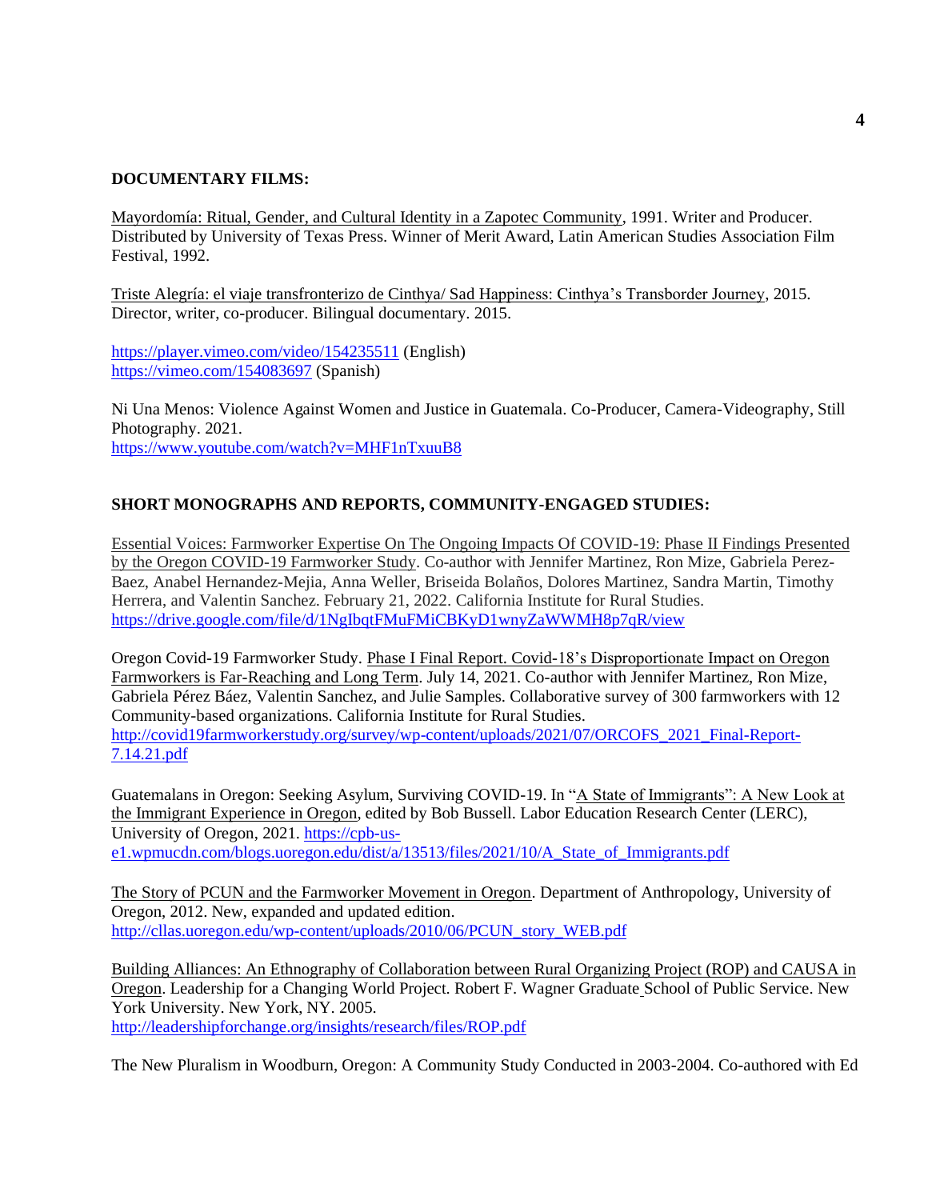**DOCUMENTARY FILMS:**

Mayordomía: Ritual, Gender, and Cultural Identity in a Zapotec Community, 1991. Writer and Producer. Distributed by University of Texas Press. Winner of Merit Award, Latin American Studies Association Film Festival, 1992.

Triste Alegría: el viaje transfronterizo de Cinthya/ Sad Happiness: Cinthya's Transborder Journey, 2015. Director, writer, co-producer. Bilingual documentary. 2015.

https://player.vimeo.com/video/154235511 (English)
https://vimeo.com/154083697 (Spanish)

Ni Una Menos: Violence Against Women and Justice in Guatemala. Co-Producer, Camera-Videography, Still Photography. 2021.
https://www.youtube.com/watch?v=MHF1nTxuuB8

**SHORT MONOGRAPHS AND REPORTS, COMMUNITY-ENGAGED STUDIES:**

Essential Voices: Farmworker Expertise On The Ongoing Impacts Of COVID-19: Phase II Findings Presented by the Oregon COVID-19 Farmworker Study. Co-author with Jennifer Martinez, Ron Mize, Gabriela Perez-Baez, Anabel Hernandez-Mejia, Anna Weller, Briseida Bolaños, Dolores Martinez, Sandra Martin, Timothy Herrera, and Valentin Sanchez. February 21, 2022. California Institute for Rural Studies.
https://drive.google.com/file/d/1NgIbqtFMuFMiCBKyD1wnyZaWWMH8p7qR/view

Oregon Covid-19 Farmworker Study. Phase I Final Report. Covid-18's Disproportionate Impact on Oregon Farmworkers is Far-Reaching and Long Term. July 14, 2021. Co-author with Jennifer Martinez, Ron Mize, Gabriela Pérez Báez, Valentin Sanchez, and Julie Samples. Collaborative survey of 300 farmworkers with 12 Community-based organizations. California Institute for Rural Studies.
http://covid19farmworkerstudy.org/survey/wp-content/uploads/2021/07/ORCOFS_2021_Final-Report-7.14.21.pdf

Guatemalans in Oregon: Seeking Asylum, Surviving COVID-19. In "A State of Immigrants": A New Look at the Immigrant Experience in Oregon, edited by Bob Bussell. Labor Education Research Center (LERC), University of Oregon, 2021. https://cpb-us-e1.wpmucdn.com/blogs.uoregon.edu/dist/a/13513/files/2021/10/A_State_of_Immigrants.pdf

The Story of PCUN and the Farmworker Movement in Oregon. Department of Anthropology, University of Oregon, 2012. New, expanded and updated edition.
http://cllas.uoregon.edu/wp-content/uploads/2010/06/PCUN_story_WEB.pdf

Building Alliances: An Ethnography of Collaboration between Rural Organizing Project (ROP) and CAUSA in Oregon. Leadership for a Changing World Project. Robert F. Wagner Graduate School of Public Service. New York University. New York, NY. 2005.
http://leadershipforchange.org/insights/research/files/ROP.pdf

The New Pluralism in Woodburn, Oregon: A Community Study Conducted in 2003-2004. Co-authored with Ed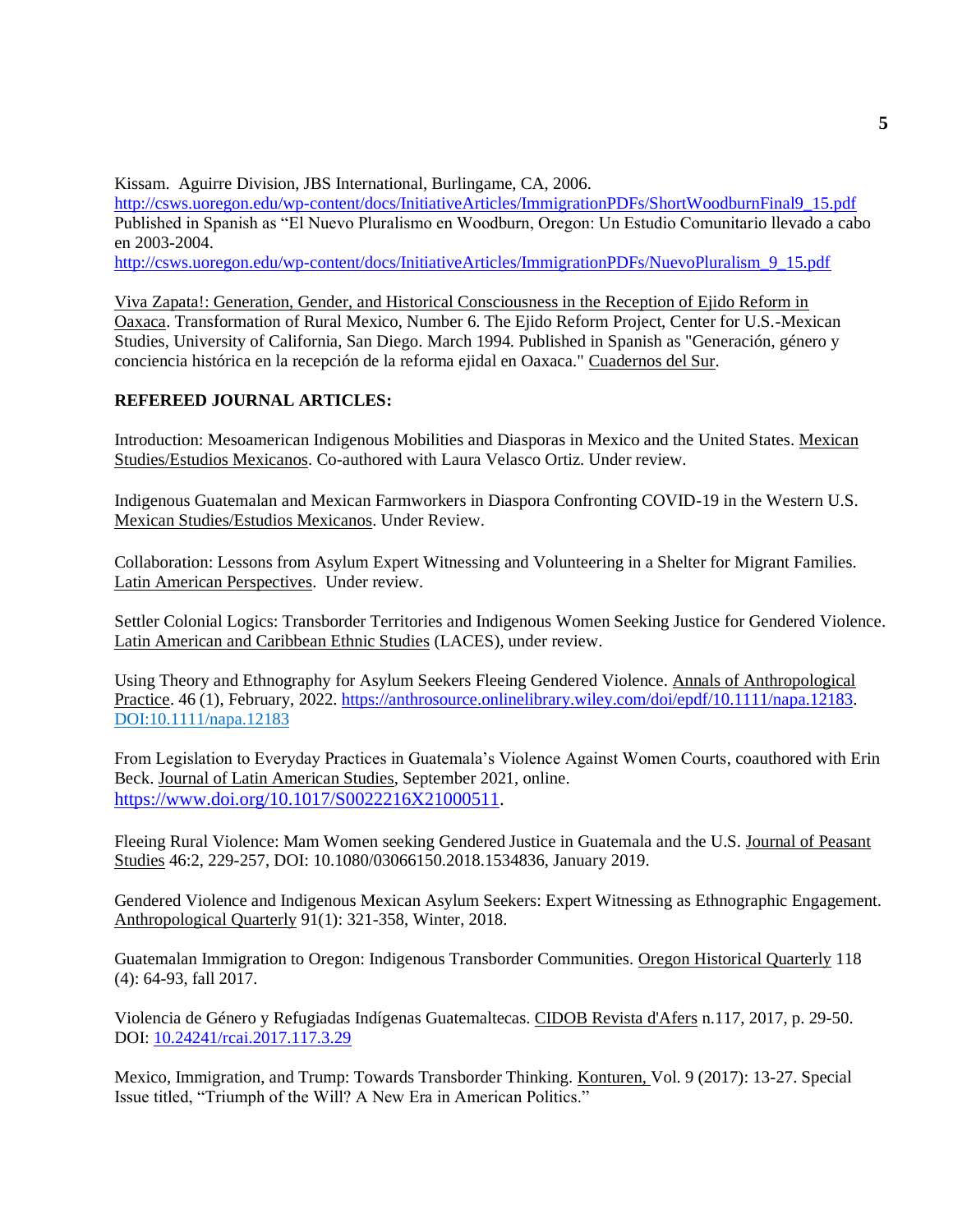Kissam. Aguirre Division, JBS International, Burlingame, CA, 2006.
http://csws.uoregon.edu/wp-content/docs/InitiativeArticles/ImmigrationPDFs/ShortWoodburnFinal9_15.pdf
Published in Spanish as "El Nuevo Pluralismo en Woodburn, Oregon: Un Estudio Comunitario llevado a cabo en 2003-2004.
http://csws.uoregon.edu/wp-content/docs/InitiativeArticles/ImmigrationPDFs/NuevoPluralism_9_15.pdf

Viva Zapata!: Generation, Gender, and Historical Consciousness in the Reception of Ejido Reform in Oaxaca. Transformation of Rural Mexico, Number 6. The Ejido Reform Project, Center for U.S.-Mexican Studies, University of California, San Diego. March 1994. Published in Spanish as "Generación, género y conciencia histórica en la recepción de la reforma ejidal en Oaxaca." Cuadernos del Sur.

**REFEREED JOURNAL ARTICLES:**

Introduction: Mesoamerican Indigenous Mobilities and Diasporas in Mexico and the United States. Mexican Studies/Estudios Mexicanos. Co-authored with Laura Velasco Ortiz. Under review.

Indigenous Guatemalan and Mexican Farmworkers in Diaspora Confronting COVID-19 in the Western U.S. Mexican Studies/Estudios Mexicanos. Under Review.

Collaboration: Lessons from Asylum Expert Witnessing and Volunteering in a Shelter for Migrant Families. Latin American Perspectives. Under review.

Settler Colonial Logics: Transborder Territories and Indigenous Women Seeking Justice for Gendered Violence. Latin American and Caribbean Ethnic Studies (LACES), under review.

Using Theory and Ethnography for Asylum Seekers Fleeing Gendered Violence. Annals of Anthropological Practice. 46 (1), February, 2022. https://anthrosource.onlinelibrary.wiley.com/doi/epdf/10.1111/napa.12183. DOI:10.1111/napa.12183

From Legislation to Everyday Practices in Guatemala's Violence Against Women Courts, coauthored with Erin Beck. Journal of Latin American Studies, September 2021, online. https://www.doi.org/10.1017/S0022216X21000511.

Fleeing Rural Violence: Mam Women seeking Gendered Justice in Guatemala and the U.S. Journal of Peasant Studies 46:2, 229-257, DOI: 10.1080/03066150.2018.1534836, January 2019.

Gendered Violence and Indigenous Mexican Asylum Seekers: Expert Witnessing as Ethnographic Engagement. Anthropological Quarterly 91(1): 321-358, Winter, 2018.

Guatemalan Immigration to Oregon: Indigenous Transborder Communities. Oregon Historical Quarterly 118 (4): 64-93, fall 2017.

Violencia de Género y Refugiadas Indígenas Guatemaltecas. CIDOB Revista d'Afers n.117, 2017, p. 29-50. DOI: 10.24241/rcai.2017.117.3.29

Mexico, Immigration, and Trump: Towards Transborder Thinking. Konturen, Vol. 9 (2017): 13-27. Special Issue titled, "Triumph of the Will? A New Era in American Politics."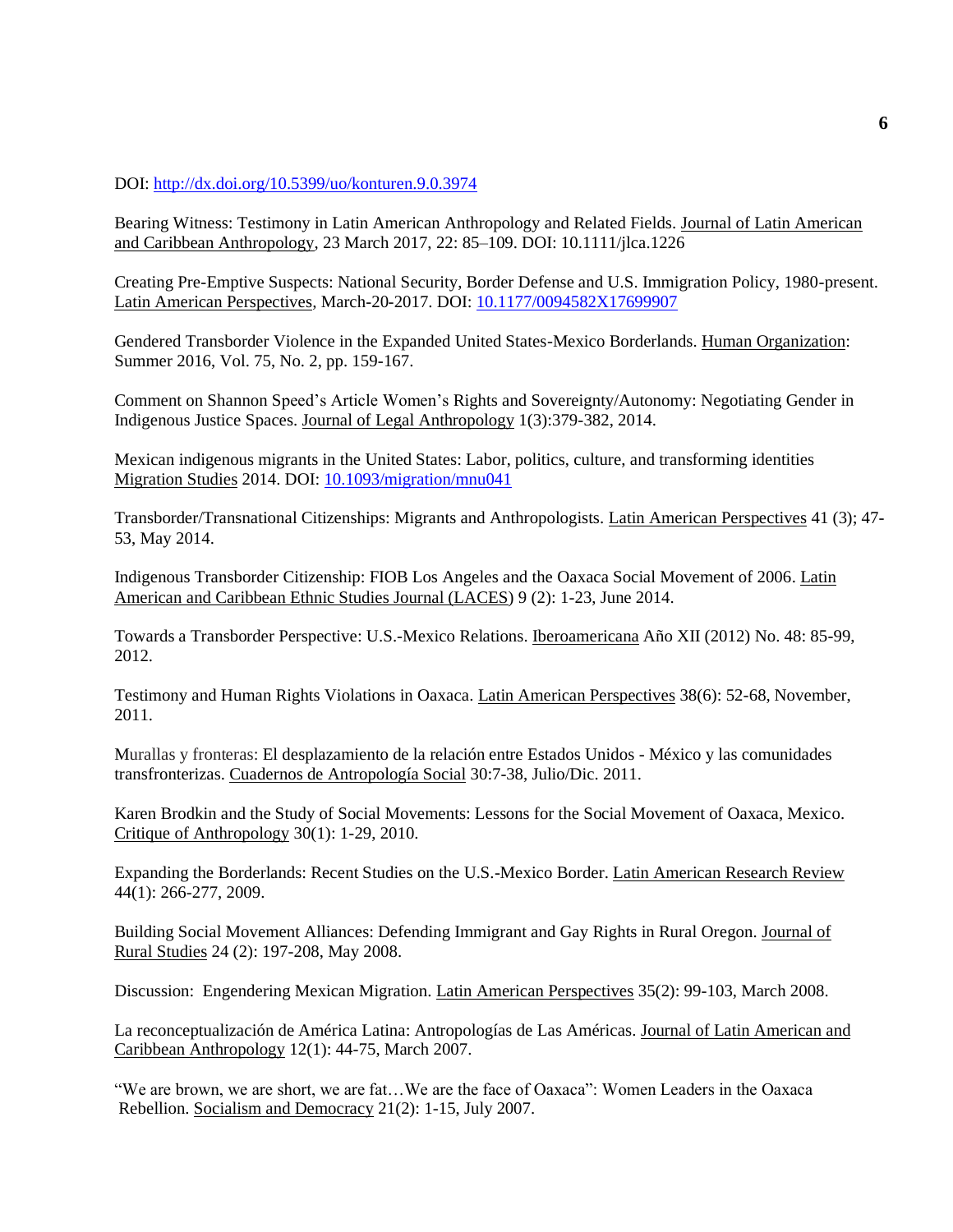DOI: http://dx.doi.org/10.5399/uo/konturen.9.0.3974

Bearing Witness: Testimony in Latin American Anthropology and Related Fields. Journal of Latin American and Caribbean Anthropology, 23 March 2017, 22: 85–109. DOI: 10.1111/jlca.1226

Creating Pre-Emptive Suspects: National Security, Border Defense and U.S. Immigration Policy, 1980-present. Latin American Perspectives, March-20-2017. DOI: 10.1177/0094582X17699907

Gendered Transborder Violence in the Expanded United States-Mexico Borderlands. Human Organization: Summer 2016, Vol. 75, No. 2, pp. 159-167.

Comment on Shannon Speed's Article Women's Rights and Sovereignty/Autonomy: Negotiating Gender in Indigenous Justice Spaces. Journal of Legal Anthropology 1(3):379-382, 2014.

Mexican indigenous migrants in the United States: Labor, politics, culture, and transforming identities Migration Studies 2014. DOI: 10.1093/migration/mnu041

Transborder/Transnational Citizenships: Migrants and Anthropologists. Latin American Perspectives 41 (3); 47-53, May 2014.

Indigenous Transborder Citizenship: FIOB Los Angeles and the Oaxaca Social Movement of 2006. Latin American and Caribbean Ethnic Studies Journal (LACES) 9 (2): 1-23, June 2014.

Towards a Transborder Perspective: U.S.-Mexico Relations. Iberoamericana Año XII (2012) No. 48: 85-99, 2012.

Testimony and Human Rights Violations in Oaxaca. Latin American Perspectives 38(6): 52-68, November, 2011.

Murallas y fronteras: El desplazamiento de la relación entre Estados Unidos - México y las comunidades transfronterizas. Cuadernos de Antropología Social 30:7-38, Julio/Dic. 2011.

Karen Brodkin and the Study of Social Movements: Lessons for the Social Movement of Oaxaca, Mexico. Critique of Anthropology 30(1): 1-29, 2010.

Expanding the Borderlands: Recent Studies on the U.S.-Mexico Border. Latin American Research Review 44(1): 266-277, 2009.

Building Social Movement Alliances: Defending Immigrant and Gay Rights in Rural Oregon. Journal of Rural Studies 24 (2): 197-208, May 2008.

Discussion: Engendering Mexican Migration. Latin American Perspectives 35(2): 99-103, March 2008.

La reconceptualización de América Latina: Antropologías de Las Américas. Journal of Latin American and Caribbean Anthropology 12(1): 44-75, March 2007.

"We are brown, we are short, we are fat…We are the face of Oaxaca": Women Leaders in the Oaxaca Rebellion. Socialism and Democracy 21(2): 1-15, July 2007.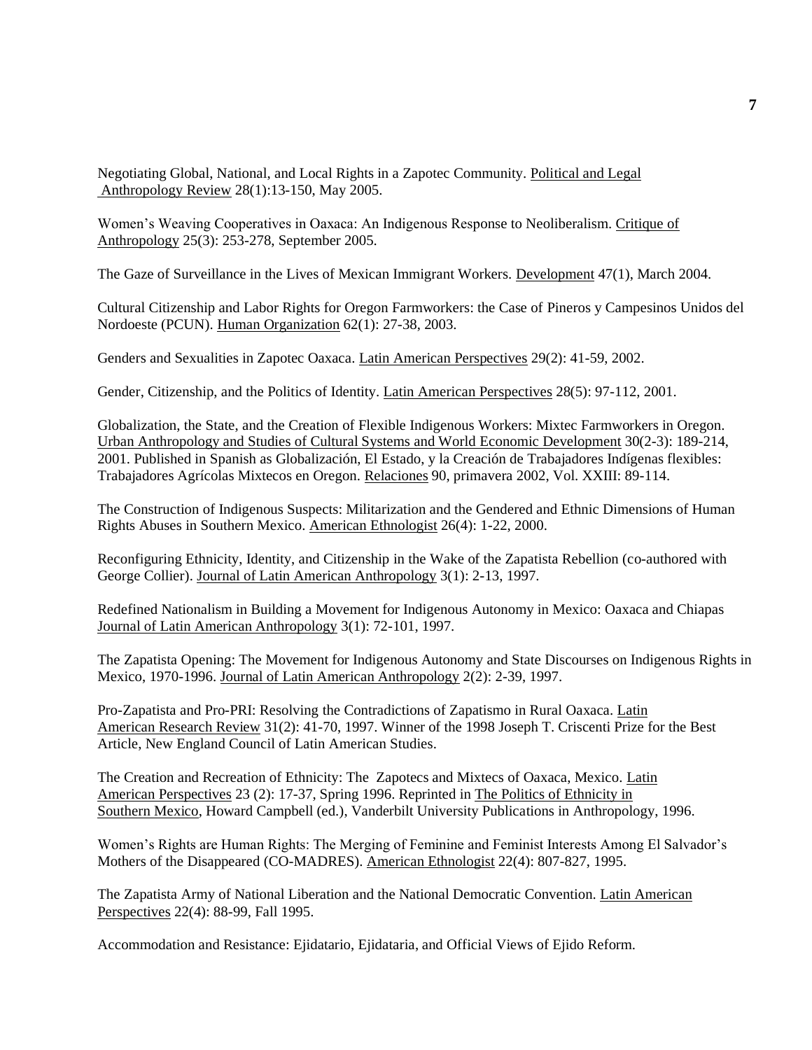Negotiating Global, National, and Local Rights in a Zapotec Community. Political and Legal Anthropology Review 28(1):13-150, May 2005.

Women's Weaving Cooperatives in Oaxaca: An Indigenous Response to Neoliberalism. Critique of Anthropology 25(3): 253-278, September 2005.

The Gaze of Surveillance in the Lives of Mexican Immigrant Workers. Development 47(1), March 2004.

Cultural Citizenship and Labor Rights for Oregon Farmworkers: the Case of Pineros y Campesinos Unidos del Nordoeste (PCUN). Human Organization 62(1): 27-38, 2003.

Genders and Sexualities in Zapotec Oaxaca. Latin American Perspectives 29(2): 41-59, 2002.

Gender, Citizenship, and the Politics of Identity. Latin American Perspectives 28(5): 97-112, 2001.

Globalization, the State, and the Creation of Flexible Indigenous Workers: Mixtec Farmworkers in Oregon. Urban Anthropology and Studies of Cultural Systems and World Economic Development 30(2-3): 189-214, 2001. Published in Spanish as Globalización, El Estado, y la Creación de Trabajadores Indígenas flexibles: Trabajadores Agrícolas Mixtecos en Oregon. Relaciones 90, primavera 2002, Vol. XXIII: 89-114.

The Construction of Indigenous Suspects: Militarization and the Gendered and Ethnic Dimensions of Human Rights Abuses in Southern Mexico. American Ethnologist 26(4): 1-22, 2000.

Reconfiguring Ethnicity, Identity, and Citizenship in the Wake of the Zapatista Rebellion (co-authored with George Collier). Journal of Latin American Anthropology 3(1): 2-13, 1997.

Redefined Nationalism in Building a Movement for Indigenous Autonomy in Mexico: Oaxaca and Chiapas Journal of Latin American Anthropology 3(1): 72-101, 1997.

The Zapatista Opening: The Movement for Indigenous Autonomy and State Discourses on Indigenous Rights in Mexico, 1970-1996. Journal of Latin American Anthropology 2(2): 2-39, 1997.

Pro-Zapatista and Pro-PRI: Resolving the Contradictions of Zapatismo in Rural Oaxaca. Latin American Research Review 31(2): 41-70, 1997. Winner of the 1998 Joseph T. Criscenti Prize for the Best Article, New England Council of Latin American Studies.

The Creation and Recreation of Ethnicity: The Zapotecs and Mixtecs of Oaxaca, Mexico. Latin American Perspectives 23 (2): 17-37, Spring 1996. Reprinted in The Politics of Ethnicity in Southern Mexico, Howard Campbell (ed.), Vanderbilt University Publications in Anthropology, 1996.

Women's Rights are Human Rights: The Merging of Feminine and Feminist Interests Among El Salvador's Mothers of the Disappeared (CO-MADRES). American Ethnologist 22(4): 807-827, 1995.

The Zapatista Army of National Liberation and the National Democratic Convention. Latin American Perspectives 22(4): 88-99, Fall 1995.

Accommodation and Resistance: Ejidatario, Ejidataria, and Official Views of Ejido Reform.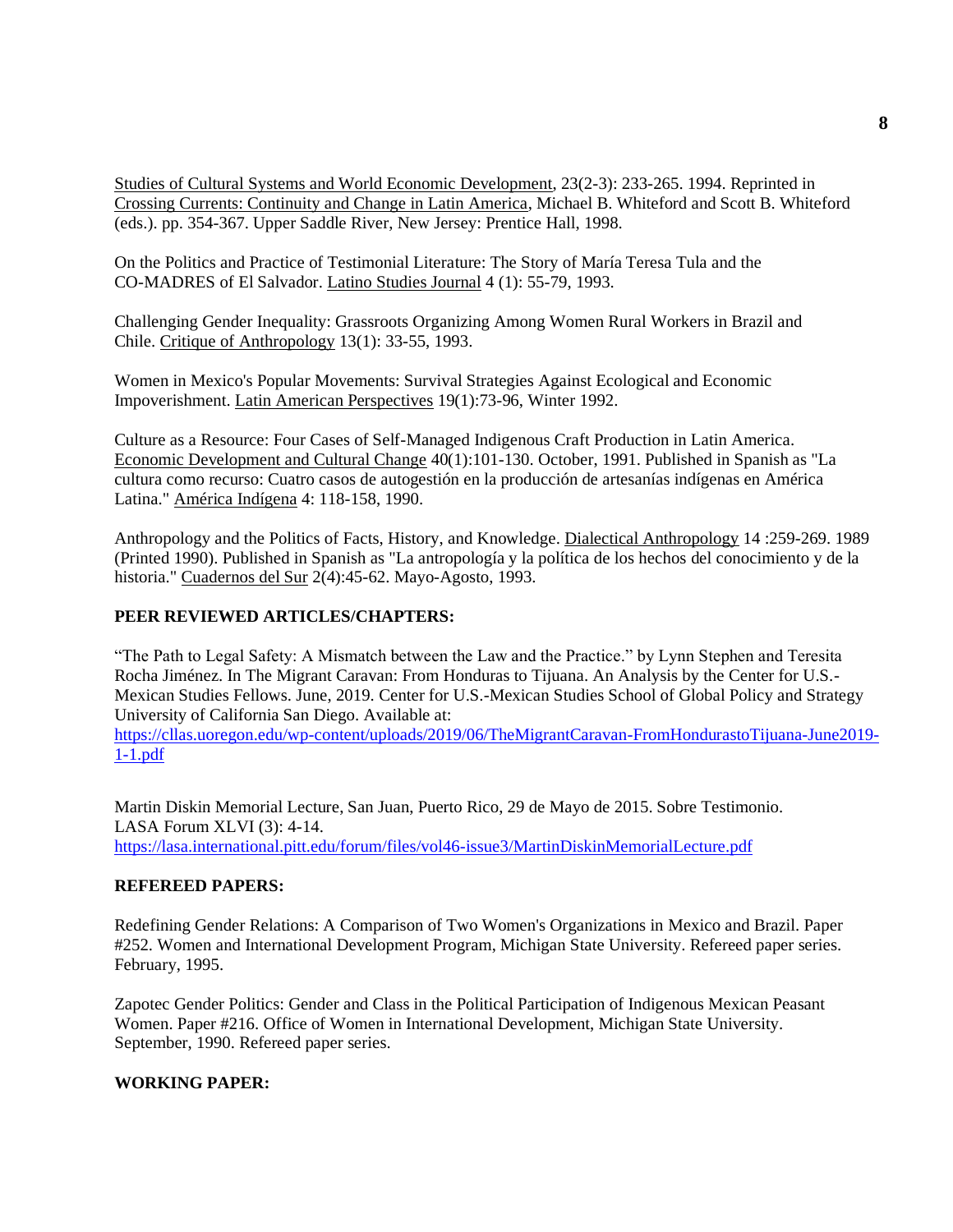Studies of Cultural Systems and World Economic Development, 23(2-3): 233-265. 1994. Reprinted in Crossing Currents: Continuity and Change in Latin America, Michael B. Whiteford and Scott B. Whiteford (eds.). pp. 354-367. Upper Saddle River, New Jersey: Prentice Hall, 1998.

On the Politics and Practice of Testimonial Literature: The Story of María Teresa Tula and the CO-MADRES of El Salvador. Latino Studies Journal 4 (1): 55-79, 1993.

Challenging Gender Inequality: Grassroots Organizing Among Women Rural Workers in Brazil and Chile. Critique of Anthropology 13(1): 33-55, 1993.

Women in Mexico's Popular Movements: Survival Strategies Against Ecological and Economic Impoverishment. Latin American Perspectives 19(1):73-96, Winter 1992.

Culture as a Resource: Four Cases of Self-Managed Indigenous Craft Production in Latin America. Economic Development and Cultural Change 40(1):101-130. October, 1991. Published in Spanish as "La cultura como recurso: Cuatro casos de autogestión en la producción de artesanías indígenas en América Latina." América Indígena 4: 118-158, 1990.

Anthropology and the Politics of Facts, History, and Knowledge. Dialectical Anthropology 14 :259-269. 1989 (Printed 1990). Published in Spanish as "La antropología y la política de los hechos del conocimiento y de la historia." Cuadernos del Sur 2(4):45-62. Mayo-Agosto, 1993.

**PEER REVIEWED ARTICLES/CHAPTERS:**

"The Path to Legal Safety: A Mismatch between the Law and the Practice." by Lynn Stephen and Teresita Rocha Jiménez. In The Migrant Caravan: From Honduras to Tijuana. An Analysis by the Center for U.S.-Mexican Studies Fellows. June, 2019. Center for U.S.-Mexican Studies School of Global Policy and Strategy University of California San Diego. Available at: https://cllas.uoregon.edu/wp-content/uploads/2019/06/TheMigrantCaravan-FromHondurastoTijuana-June2019-1-1.pdf

Martin Diskin Memorial Lecture, San Juan, Puerto Rico, 29 de Mayo de 2015. Sobre Testimonio. LASA Forum XLVI (3): 4-14. https://lasa.international.pitt.edu/forum/files/vol46-issue3/MartinDiskinMemorialLecture.pdf

**REFEREED PAPERS:**

Redefining Gender Relations: A Comparison of Two Women's Organizations in Mexico and Brazil. Paper #252. Women and International Development Program, Michigan State University. Refereed paper series. February, 1995.

Zapotec Gender Politics: Gender and Class in the Political Participation of Indigenous Mexican Peasant Women. Paper #216. Office of Women in International Development, Michigan State University. September, 1990. Refereed paper series.

**WORKING PAPER:**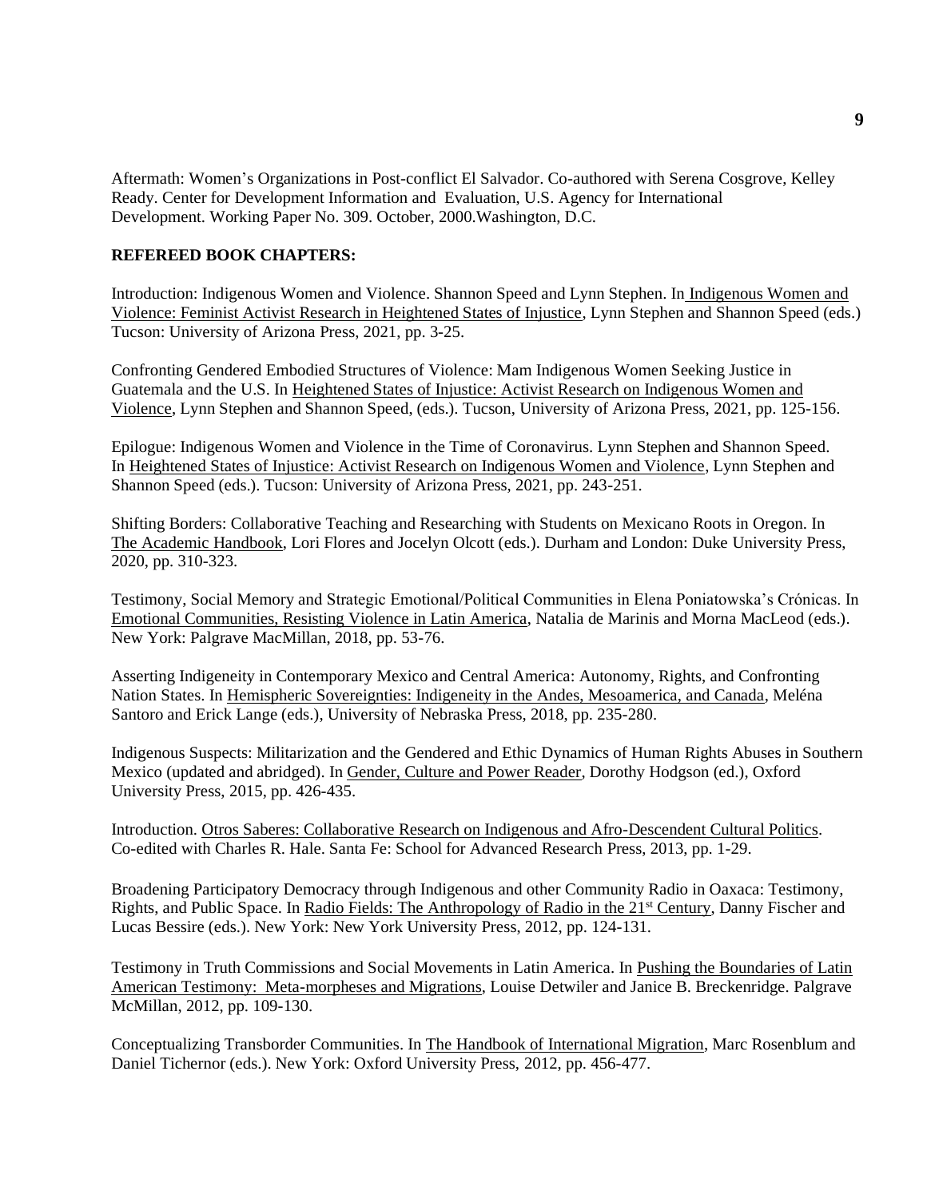Aftermath: Women's Organizations in Post-conflict El Salvador. Co-authored with Serena Cosgrove, Kelley Ready. Center for Development Information and Evaluation, U.S. Agency for International Development. Working Paper No. 309. October, 2000.Washington, D.C.

**REFEREED BOOK CHAPTERS:**

Introduction: Indigenous Women and Violence. Shannon Speed and Lynn Stephen. In Indigenous Women and Violence: Feminist Activist Research in Heightened States of Injustice, Lynn Stephen and Shannon Speed (eds.) Tucson: University of Arizona Press, 2021, pp. 3-25.

Confronting Gendered Embodied Structures of Violence: Mam Indigenous Women Seeking Justice in Guatemala and the U.S. In Heightened States of Injustice: Activist Research on Indigenous Women and Violence, Lynn Stephen and Shannon Speed, (eds.). Tucson, University of Arizona Press, 2021, pp. 125-156.

Epilogue: Indigenous Women and Violence in the Time of Coronavirus. Lynn Stephen and Shannon Speed. In Heightened States of Injustice: Activist Research on Indigenous Women and Violence, Lynn Stephen and Shannon Speed (eds.). Tucson: University of Arizona Press, 2021, pp. 243-251.

Shifting Borders: Collaborative Teaching and Researching with Students on Mexicano Roots in Oregon. In The Academic Handbook, Lori Flores and Jocelyn Olcott (eds.). Durham and London: Duke University Press, 2020, pp. 310-323.

Testimony, Social Memory and Strategic Emotional/Political Communities in Elena Poniatowska's Crónicas. In Emotional Communities, Resisting Violence in Latin America, Natalia de Marinis and Morna MacLeod (eds.). New York: Palgrave MacMillan, 2018, pp. 53-76.

Asserting Indigeneity in Contemporary Mexico and Central America: Autonomy, Rights, and Confronting Nation States. In Hemispheric Sovereignties: Indigeneity in the Andes, Mesoamerica, and Canada, Meléna Santoro and Erick Lange (eds.), University of Nebraska Press, 2018, pp. 235-280.

Indigenous Suspects: Militarization and the Gendered and Ethic Dynamics of Human Rights Abuses in Southern Mexico (updated and abridged). In Gender, Culture and Power Reader, Dorothy Hodgson (ed.), Oxford University Press, 2015, pp. 426-435.

Introduction. Otros Saberes: Collaborative Research on Indigenous and Afro-Descendent Cultural Politics. Co-edited with Charles R. Hale. Santa Fe: School for Advanced Research Press, 2013, pp. 1-29.

Broadening Participatory Democracy through Indigenous and other Community Radio in Oaxaca: Testimony, Rights, and Public Space. In Radio Fields: The Anthropology of Radio in the 21st Century, Danny Fischer and Lucas Bessire (eds.). New York: New York University Press, 2012, pp. 124-131.

Testimony in Truth Commissions and Social Movements in Latin America. In Pushing the Boundaries of Latin American Testimony: Meta-morpheses and Migrations, Louise Detwiler and Janice B. Breckenridge. Palgrave McMillan, 2012, pp. 109-130.

Conceptualizing Transborder Communities. In The Handbook of International Migration, Marc Rosenblum and Daniel Tichernor (eds.). New York: Oxford University Press, 2012, pp. 456-477.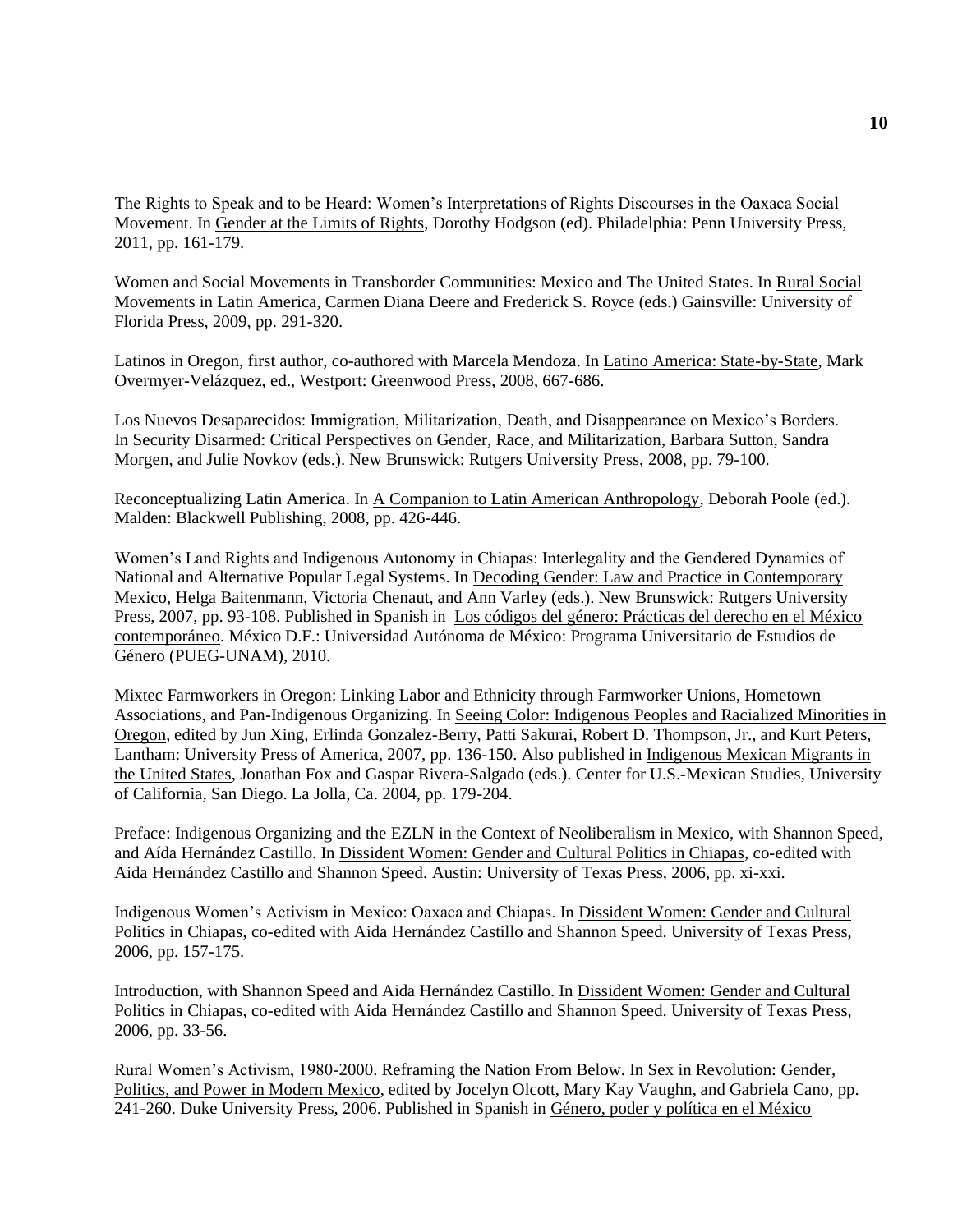The Rights to Speak and to be Heard: Women's Interpretations of Rights Discourses in the Oaxaca Social Movement. In Gender at the Limits of Rights, Dorothy Hodgson (ed). Philadelphia: Penn University Press, 2011, pp. 161-179.

Women and Social Movements in Transborder Communities: Mexico and The United States. In Rural Social Movements in Latin America, Carmen Diana Deere and Frederick S. Royce (eds.) Gainsville: University of Florida Press, 2009, pp. 291-320.

Latinos in Oregon, first author, co-authored with Marcela Mendoza. In Latino America: State-by-State, Mark Overmyer-Velázquez, ed., Westport: Greenwood Press, 2008, 667-686.

Los Nuevos Desaparecidos: Immigration, Militarization, Death, and Disappearance on Mexico's Borders. In Security Disarmed: Critical Perspectives on Gender, Race, and Militarization, Barbara Sutton, Sandra Morgen, and Julie Novkov (eds.). New Brunswick: Rutgers University Press, 2008, pp. 79-100.

Reconceptualizing Latin America. In A Companion to Latin American Anthropology, Deborah Poole (ed.). Malden: Blackwell Publishing, 2008, pp. 426-446.

Women's Land Rights and Indigenous Autonomy in Chiapas: Interlegality and the Gendered Dynamics of National and Alternative Popular Legal Systems. In Decoding Gender: Law and Practice in Contemporary Mexico, Helga Baitenmann, Victoria Chenaut, and Ann Varley (eds.). New Brunswick: Rutgers University Press, 2007, pp. 93-108. Published in Spanish in Los códigos del género: Prácticas del derecho en el México contemporáneo. México D.F.: Universidad Autónoma de México: Programa Universitario de Estudios de Género (PUEG-UNAM), 2010.

Mixtec Farmworkers in Oregon: Linking Labor and Ethnicity through Farmworker Unions, Hometown Associations, and Pan-Indigenous Organizing. In Seeing Color: Indigenous Peoples and Racialized Minorities in Oregon, edited by Jun Xing, Erlinda Gonzalez-Berry, Patti Sakurai, Robert D. Thompson, Jr., and Kurt Peters, Lantham: University Press of America, 2007, pp. 136-150. Also published in Indigenous Mexican Migrants in the United States, Jonathan Fox and Gaspar Rivera-Salgado (eds.). Center for U.S.-Mexican Studies, University of California, San Diego. La Jolla, Ca. 2004, pp. 179-204.

Preface: Indigenous Organizing and the EZLN in the Context of Neoliberalism in Mexico, with Shannon Speed, and Aída Hernández Castillo. In Dissident Women: Gender and Cultural Politics in Chiapas, co-edited with Aida Hernández Castillo and Shannon Speed. Austin: University of Texas Press, 2006, pp. xi-xxi.

Indigenous Women's Activism in Mexico: Oaxaca and Chiapas. In Dissident Women: Gender and Cultural Politics in Chiapas, co-edited with Aida Hernández Castillo and Shannon Speed. University of Texas Press, 2006, pp. 157-175.

Introduction, with Shannon Speed and Aida Hernández Castillo. In Dissident Women: Gender and Cultural Politics in Chiapas, co-edited with Aida Hernández Castillo and Shannon Speed. University of Texas Press, 2006, pp. 33-56.

Rural Women's Activism, 1980-2000. Reframing the Nation From Below. In Sex in Revolution: Gender, Politics, and Power in Modern Mexico, edited by Jocelyn Olcott, Mary Kay Vaughn, and Gabriela Cano, pp. 241-260. Duke University Press, 2006. Published in Spanish in Género, poder y política en el México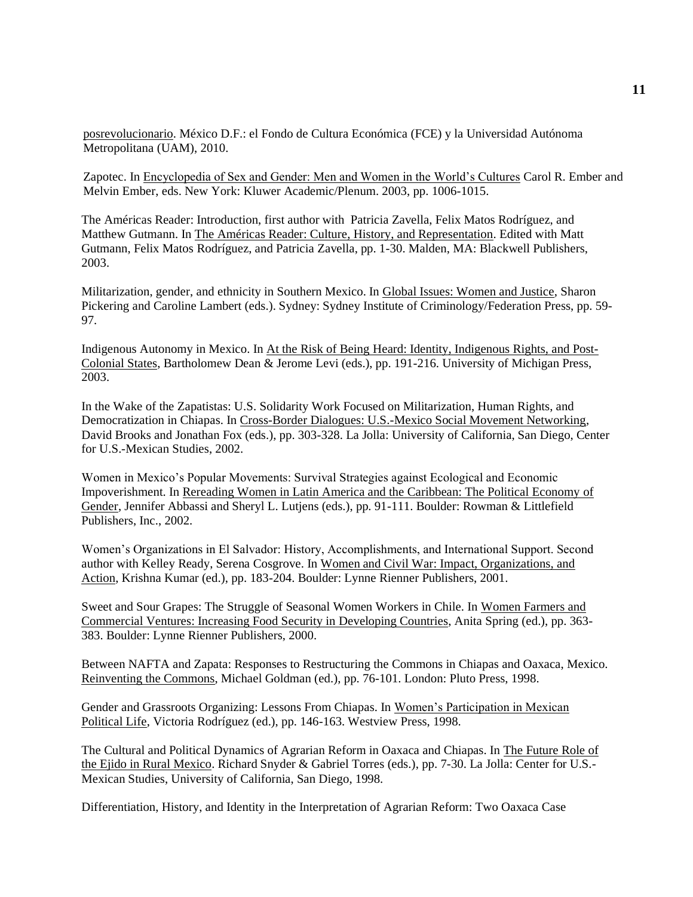posrevolucionario. México D.F.: el Fondo de Cultura Económica (FCE) y la Universidad Autónoma Metropolitana (UAM), 2010.

Zapotec. In Encyclopedia of Sex and Gender: Men and Women in the World's Cultures Carol R. Ember and Melvin Ember, eds. New York: Kluwer Academic/Plenum. 2003, pp. 1006-1015.

The Américas Reader: Introduction, first author with Patricia Zavella, Felix Matos Rodríguez, and Matthew Gutmann. In The Américas Reader: Culture, History, and Representation. Edited with Matt Gutmann, Felix Matos Rodríguez, and Patricia Zavella, pp. 1-30. Malden, MA: Blackwell Publishers, 2003.

Militarization, gender, and ethnicity in Southern Mexico. In Global Issues: Women and Justice, Sharon Pickering and Caroline Lambert (eds.). Sydney: Sydney Institute of Criminology/Federation Press, pp. 59-97.

Indigenous Autonomy in Mexico. In At the Risk of Being Heard: Identity, Indigenous Rights, and Post-Colonial States, Bartholomew Dean & Jerome Levi (eds.), pp. 191-216. University of Michigan Press, 2003.

In the Wake of the Zapatistas: U.S. Solidarity Work Focused on Militarization, Human Rights, and Democratization in Chiapas. In Cross-Border Dialogues: U.S.-Mexico Social Movement Networking, David Brooks and Jonathan Fox (eds.), pp. 303-328. La Jolla: University of California, San Diego, Center for U.S.-Mexican Studies, 2002.

Women in Mexico's Popular Movements: Survival Strategies against Ecological and Economic Impoverishment. In Rereading Women in Latin America and the Caribbean: The Political Economy of Gender, Jennifer Abbassi and Sheryl L. Lutjens (eds.), pp. 91-111. Boulder: Rowman & Littlefield Publishers, Inc., 2002.

Women's Organizations in El Salvador: History, Accomplishments, and International Support. Second author with Kelley Ready, Serena Cosgrove. In Women and Civil War: Impact, Organizations, and Action, Krishna Kumar (ed.), pp. 183-204. Boulder: Lynne Rienner Publishers, 2001.

Sweet and Sour Grapes: The Struggle of Seasonal Women Workers in Chile. In Women Farmers and Commercial Ventures: Increasing Food Security in Developing Countries, Anita Spring (ed.), pp. 363-383. Boulder: Lynne Rienner Publishers, 2000.

Between NAFTA and Zapata: Responses to Restructuring the Commons in Chiapas and Oaxaca, Mexico. Reinventing the Commons, Michael Goldman (ed.), pp. 76-101. London: Pluto Press, 1998.

Gender and Grassroots Organizing: Lessons From Chiapas. In Women's Participation in Mexican Political Life, Victoria Rodríguez (ed.), pp. 146-163. Westview Press, 1998.

The Cultural and Political Dynamics of Agrarian Reform in Oaxaca and Chiapas. In The Future Role of the Ejido in Rural Mexico. Richard Snyder & Gabriel Torres (eds.), pp. 7-30. La Jolla: Center for U.S.-Mexican Studies, University of California, San Diego, 1998.

Differentiation, History, and Identity in the Interpretation of Agrarian Reform: Two Oaxaca Case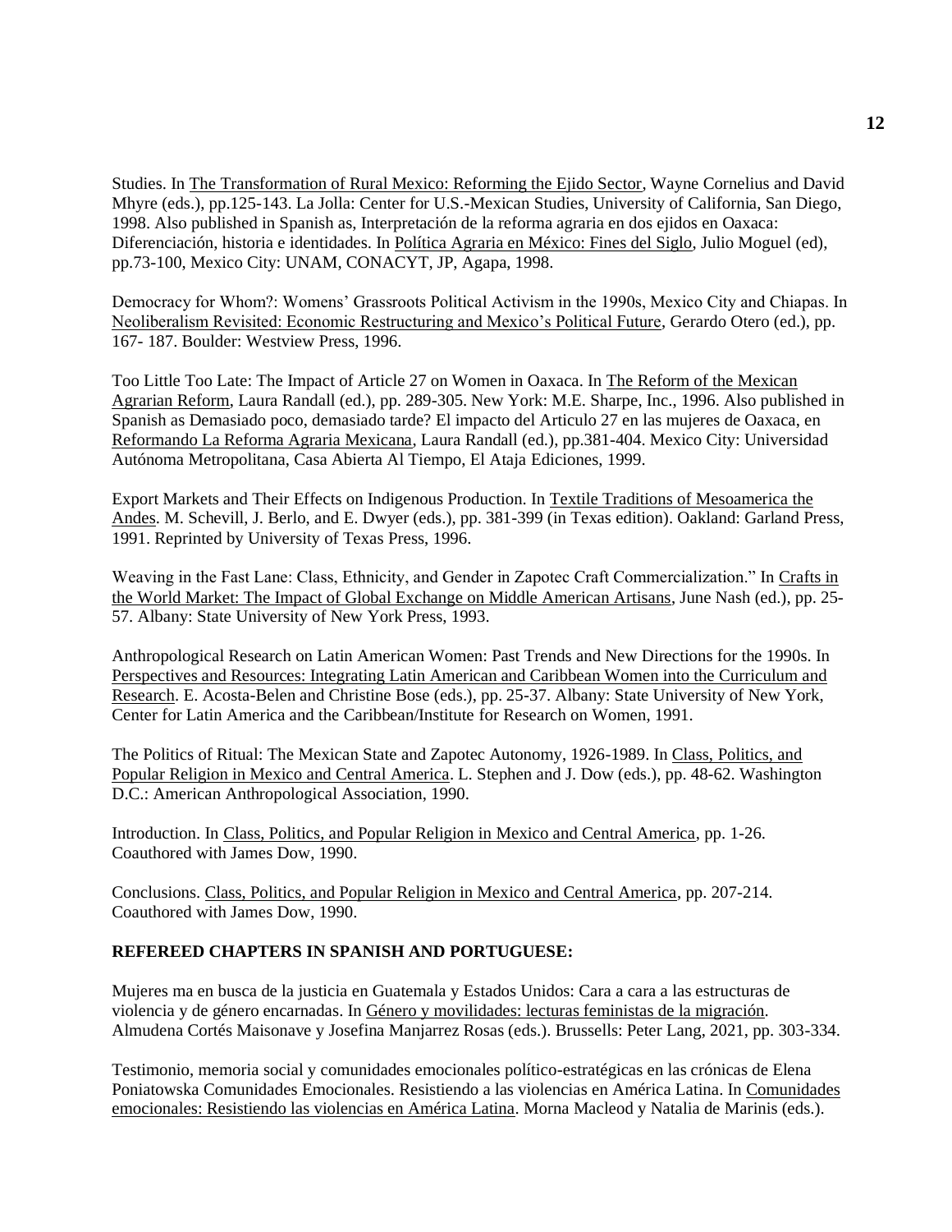Studies. In <u>The Transformation of Rural Mexico: Reforming the Ejido Sector</u>, Wayne Cornelius and David Mhyre (eds.), pp.125-143. La Jolla: Center for U.S.-Mexican Studies, University of California, San Diego, 1998. Also published in Spanish as, Interpretación de la reforma agraria en dos ejidos en Oaxaca: Diferenciación, historia e identidades. In <u>Política Agraria en México: Fines del Siglo</u>, Julio Moguel (ed), pp.73-100, Mexico City: UNAM, CONACYT, JP, Agapa, 1998.

Democracy for Whom?: Womens' Grassroots Political Activism in the 1990s, Mexico City and Chiapas. In <u>Neoliberalism Revisited: Economic Restructuring and Mexico's Political Future</u>, Gerardo Otero (ed.), pp. 167- 187. Boulder: Westview Press, 1996.

Too Little Too Late: The Impact of Article 27 on Women in Oaxaca. In <u>The Reform of the Mexican Agrarian Reform</u>, Laura Randall (ed.), pp. 289-305. New York: M.E. Sharpe, Inc., 1996. Also published in Spanish as Demasiado poco, demasiado tarde? El impacto del Articulo 27 en las mujeres de Oaxaca, en <u>Reformando La Reforma Agraria Mexicana</u>, Laura Randall (ed.), pp.381-404. Mexico City: Universidad Autónoma Metropolitana, Casa Abierta Al Tiempo, El Ataja Ediciones, 1999.

Export Markets and Their Effects on Indigenous Production. In <u>Textile Traditions of Mesoamerica the Andes</u>. M. Schevill, J. Berlo, and E. Dwyer (eds.), pp. 381-399 (in Texas edition). Oakland: Garland Press, 1991. Reprinted by University of Texas Press, 1996.

Weaving in the Fast Lane: Class, Ethnicity, and Gender in Zapotec Craft Commercialization." In <u>Crafts in the World Market: The Impact of Global Exchange on Middle American Artisans</u>, June Nash (ed.), pp. 25-57. Albany: State University of New York Press, 1993.

Anthropological Research on Latin American Women: Past Trends and New Directions for the 1990s. In <u>Perspectives and Resources: Integrating Latin American and Caribbean Women into the Curriculum and Research</u>. E. Acosta-Belen and Christine Bose (eds.), pp. 25-37. Albany: State University of New York, Center for Latin America and the Caribbean/Institute for Research on Women, 1991.

The Politics of Ritual: The Mexican State and Zapotec Autonomy, 1926-1989. In <u>Class, Politics, and Popular Religion in Mexico and Central America</u>. L. Stephen and J. Dow (eds.), pp. 48-62. Washington D.C.: American Anthropological Association, 1990.

Introduction. In <u>Class, Politics, and Popular Religion in Mexico and Central America</u>, pp. 1-26. Coauthored with James Dow, 1990.

Conclusions. <u>Class, Politics, and Popular Religion in Mexico and Central America</u>, pp. 207-214. Coauthored with James Dow, 1990.

**REFEREED CHAPTERS IN SPANISH AND PORTUGUESE:**

Mujeres ma en busca de la justicia en Guatemala y Estados Unidos: Cara a cara a las estructuras de violencia y de género encarnadas. In <u>Género y movilidades: lecturas feministas de la migración</u>. Almudena Cortés Maisonave y Josefina Manjarrez Rosas (eds.). Brussells: Peter Lang, 2021, pp. 303-334.

Testimonio, memoria social y comunidades emocionales político-estratégicas en las crónicas de Elena Poniatowska Comunidades Emocionales. Resistiendo a las violencias en América Latina. In <u>Comunidades emocionales: Resistiendo las violencias en América Latina</u>. Morna Macleod y Natalia de Marinis (eds.).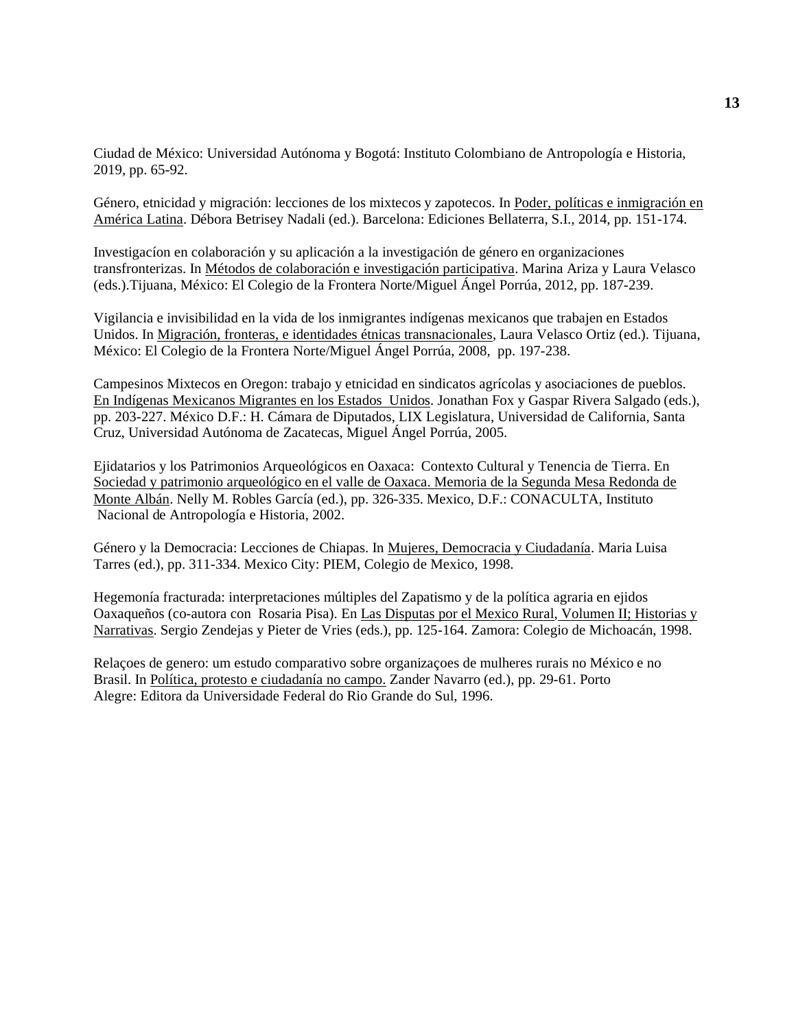Ciudad de México: Universidad Autónoma y Bogotá: Instituto Colombiano de Antropología e Historia, 2019, pp. 65-92.

Género, etnicidad y migración: lecciones de los mixtecos y zapotecos. In Poder, políticas e inmigración en América Latina. Débora Betrisey Nadali (ed.). Barcelona: Ediciones Bellaterra, S.I., 2014, pp. 151-174.

Investigacíon en colaboración y su aplicación a la investigación de género en organizaciones transfronterizas. In Métodos de colaboración e investigación participativa. Marina Ariza y Laura Velasco (eds.).Tijuana, México: El Colegio de la Frontera Norte/Miguel Ángel Porrúa, 2012, pp. 187-239.

Vigilancia e invisibilidad en la vida de los inmigrantes indígenas mexicanos que trabajen en Estados Unidos. In Migración, fronteras, e identidades étnicas transnacionales, Laura Velasco Ortiz (ed.). Tijuana, México: El Colegio de la Frontera Norte/Miguel Ángel Porrúa, 2008, pp. 197-238.

Campesinos Mixtecos en Oregon: trabajo y etnicidad en sindicatos agrícolas y asociaciones de pueblos. En Indígenas Mexicanos Migrantes en los Estados Unidos. Jonathan Fox y Gaspar Rivera Salgado (eds.), pp. 203-227. México D.F.: H. Cámara de Diputados, LIX Legislatura, Universidad de California, Santa Cruz, Universidad Autónoma de Zacatecas, Miguel Ángel Porrúa, 2005.

Ejidatarios y los Patrimonios Arqueológicos en Oaxaca: Contexto Cultural y Tenencia de Tierra. En Sociedad y patrimonio arqueológico en el valle de Oaxaca. Memoria de la Segunda Mesa Redonda de Monte Albán. Nelly M. Robles García (ed.), pp. 326-335. Mexico, D.F.: CONACULTA, Instituto Nacional de Antropología e Historia, 2002.

Género y la Democracia: Lecciones de Chiapas. In Mujeres, Democracia y Ciudadanía. Maria Luisa Tarres (ed.), pp. 311-334. Mexico City: PIEM, Colegio de Mexico, 1998.

Hegemonía fracturada: interpretaciones múltiples del Zapatismo y de la política agraria en ejidos Oaxaqueños (co-autora con Rosaria Pisa). En Las Disputas por el Mexico Rural, Volumen II; Historias y Narrativas. Sergio Zendejas y Pieter de Vries (eds.), pp. 125-164. Zamora: Colegio de Michoacán, 1998.

Relaçoes de genero: um estudo comparativo sobre organizaçoes de mulheres rurais no México e no Brasil. In Política, protesto e ciudadanía no campo. Zander Navarro (ed.), pp. 29-61. Porto Alegre: Editora da Universidade Federal do Rio Grande do Sul, 1996.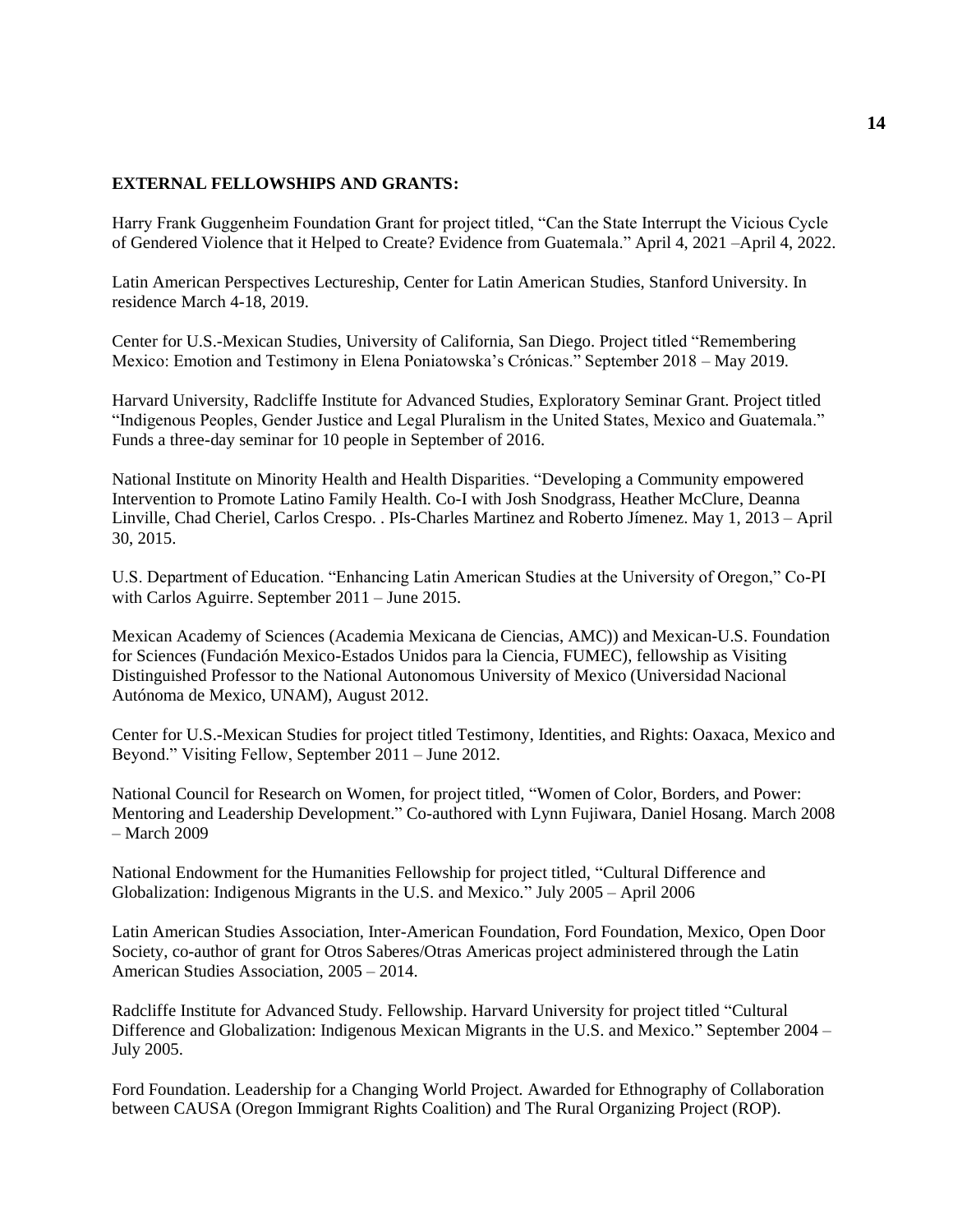**EXTERNAL FELLOWSHIPS AND GRANTS:**

Harry Frank Guggenheim Foundation Grant for project titled, "Can the State Interrupt the Vicious Cycle of Gendered Violence that it Helped to Create? Evidence from Guatemala." April 4, 2021 –April 4, 2022.

Latin American Perspectives Lectureship, Center for Latin American Studies, Stanford University. In residence March 4-18, 2019.

Center for U.S.-Mexican Studies, University of California, San Diego. Project titled "Remembering Mexico: Emotion and Testimony in Elena Poniatowska's Crónicas." September 2018 – May 2019.

Harvard University, Radcliffe Institute for Advanced Studies, Exploratory Seminar Grant. Project titled "Indigenous Peoples, Gender Justice and Legal Pluralism in the United States, Mexico and Guatemala." Funds a three-day seminar for 10 people in September of 2016.

National Institute on Minority Health and Health Disparities. "Developing a Community empowered Intervention to Promote Latino Family Health. Co-I with Josh Snodgrass, Heather McClure, Deanna Linville, Chad Cheriel, Carlos Crespo. . PIs-Charles Martinez and Roberto Jímenez. May 1, 2013 – April 30, 2015.

U.S. Department of Education. "Enhancing Latin American Studies at the University of Oregon," Co-PI with Carlos Aguirre. September 2011 – June 2015.

Mexican Academy of Sciences (Academia Mexicana de Ciencias, AMC)) and Mexican-U.S. Foundation for Sciences (Fundación Mexico-Estados Unidos para la Ciencia, FUMEC), fellowship as Visiting Distinguished Professor to the National Autonomous University of Mexico (Universidad Nacional Autónoma de Mexico, UNAM), August 2012.

Center for U.S.-Mexican Studies for project titled Testimony, Identities, and Rights: Oaxaca, Mexico and Beyond." Visiting Fellow, September 2011 – June 2012.

National Council for Research on Women, for project titled, "Women of Color, Borders, and Power: Mentoring and Leadership Development." Co-authored with Lynn Fujiwara, Daniel Hosang. March 2008 – March 2009

National Endowment for the Humanities Fellowship for project titled, "Cultural Difference and Globalization: Indigenous Migrants in the U.S. and Mexico." July 2005 – April 2006

Latin American Studies Association, Inter-American Foundation, Ford Foundation, Mexico, Open Door Society, co-author of grant for Otros Saberes/Otras Americas project administered through the Latin American Studies Association, 2005 – 2014.

Radcliffe Institute for Advanced Study. Fellowship. Harvard University for project titled "Cultural Difference and Globalization: Indigenous Mexican Migrants in the U.S. and Mexico." September 2004 – July 2005.

Ford Foundation. Leadership for a Changing World Project. Awarded for Ethnography of Collaboration between CAUSA (Oregon Immigrant Rights Coalition) and The Rural Organizing Project (ROP).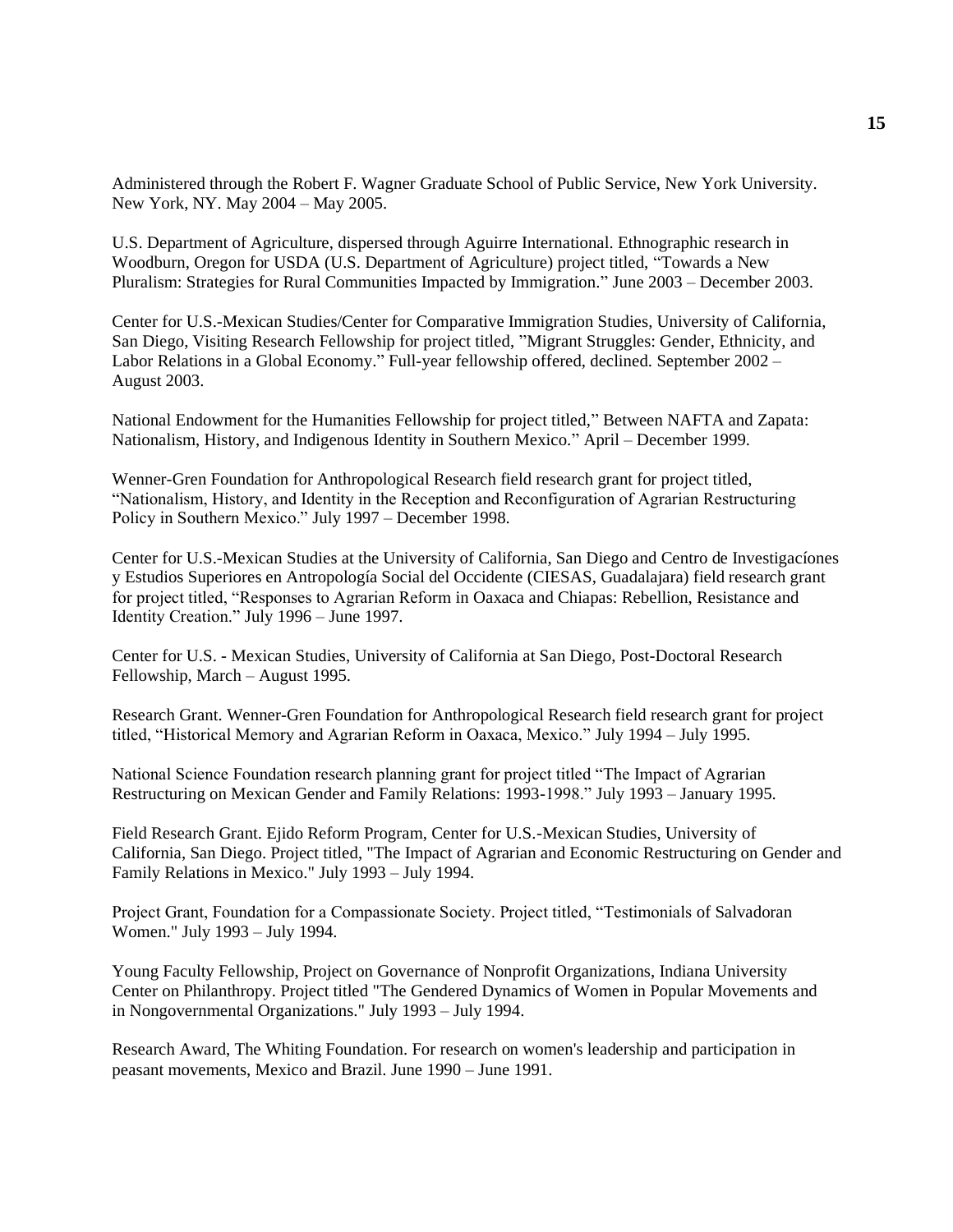Administered through the Robert F. Wagner Graduate School of Public Service, New York University. New York, NY. May 2004 – May 2005.

U.S. Department of Agriculture, dispersed through Aguirre International. Ethnographic research in Woodburn, Oregon for USDA (U.S. Department of Agriculture) project titled, "Towards a New Pluralism: Strategies for Rural Communities Impacted by Immigration." June 2003 – December 2003.

Center for U.S.-Mexican Studies/Center for Comparative Immigration Studies, University of California, San Diego, Visiting Research Fellowship for project titled, "Migrant Struggles: Gender, Ethnicity, and Labor Relations in a Global Economy." Full-year fellowship offered, declined. September 2002 – August 2003.

National Endowment for the Humanities Fellowship for project titled," Between NAFTA and Zapata: Nationalism, History, and Indigenous Identity in Southern Mexico." April – December 1999.

Wenner-Gren Foundation for Anthropological Research field research grant for project titled, "Nationalism, History, and Identity in the Reception and Reconfiguration of Agrarian Restructuring Policy in Southern Mexico." July 1997 – December 1998.

Center for U.S.-Mexican Studies at the University of California, San Diego and Centro de Investigacíones y Estudios Superiores en Antropología Social del Occidente (CIESAS, Guadalajara) field research grant for project titled, "Responses to Agrarian Reform in Oaxaca and Chiapas: Rebellion, Resistance and Identity Creation." July 1996 – June 1997.

Center for U.S. - Mexican Studies, University of California at San Diego, Post-Doctoral Research Fellowship, March – August 1995.

Research Grant. Wenner-Gren Foundation for Anthropological Research field research grant for project titled, "Historical Memory and Agrarian Reform in Oaxaca, Mexico." July 1994 – July 1995.

National Science Foundation research planning grant for project titled "The Impact of Agrarian Restructuring on Mexican Gender and Family Relations: 1993-1998." July 1993 – January 1995.

Field Research Grant. Ejido Reform Program, Center for U.S.-Mexican Studies, University of California, San Diego. Project titled, "The Impact of Agrarian and Economic Restructuring on Gender and Family Relations in Mexico." July 1993 – July 1994.

Project Grant, Foundation for a Compassionate Society. Project titled, "Testimonials of Salvadoran Women." July 1993 – July 1994.

Young Faculty Fellowship, Project on Governance of Nonprofit Organizations, Indiana University Center on Philanthropy. Project titled "The Gendered Dynamics of Women in Popular Movements and in Nongovernmental Organizations." July 1993 – July 1994.

Research Award, The Whiting Foundation. For research on women's leadership and participation in peasant movements, Mexico and Brazil. June 1990 – June 1991.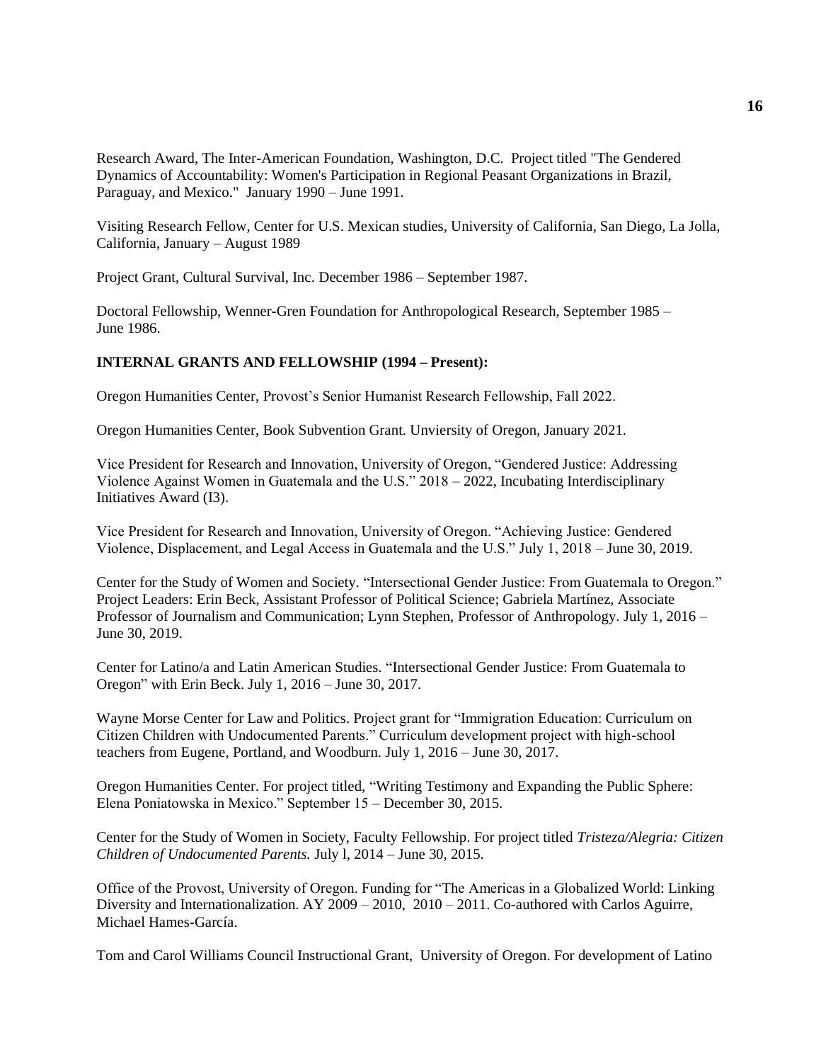Research Award, The Inter-American Foundation, Washington, D.C. Project titled "The Gendered Dynamics of Accountability: Women's Participation in Regional Peasant Organizations in Brazil, Paraguay, and Mexico." January 1990 – June 1991.

Visiting Research Fellow, Center for U.S. Mexican studies, University of California, San Diego, La Jolla, California, January – August 1989

Project Grant, Cultural Survival, Inc. December 1986 – September 1987.

Doctoral Fellowship, Wenner-Gren Foundation for Anthropological Research, September 1985 – June 1986.

**INTERNAL GRANTS AND FELLOWSHIP (1994 – Present):**

Oregon Humanities Center, Provost's Senior Humanist Research Fellowship, Fall 2022.

Oregon Humanities Center, Book Subvention Grant. Unviersity of Oregon, January 2021.

Vice President for Research and Innovation, University of Oregon, "Gendered Justice: Addressing Violence Against Women in Guatemala and the U.S." 2018 – 2022, Incubating Interdisciplinary Initiatives Award (I3).

Vice President for Research and Innovation, University of Oregon. "Achieving Justice: Gendered Violence, Displacement, and Legal Access in Guatemala and the U.S." July 1, 2018 – June 30, 2019.

Center for the Study of Women and Society. "Intersectional Gender Justice: From Guatemala to Oregon." Project Leaders: Erin Beck, Assistant Professor of Political Science; Gabriela Martínez, Associate Professor of Journalism and Communication; Lynn Stephen, Professor of Anthropology. July 1, 2016 – June 30, 2019.

Center for Latino/a and Latin American Studies. "Intersectional Gender Justice: From Guatemala to Oregon" with Erin Beck. July 1, 2016 – June 30, 2017.

Wayne Morse Center for Law and Politics. Project grant for "Immigration Education: Curriculum on Citizen Children with Undocumented Parents." Curriculum development project with high-school teachers from Eugene, Portland, and Woodburn. July 1, 2016 – June 30, 2017.

Oregon Humanities Center. For project titled, "Writing Testimony and Expanding the Public Sphere: Elena Poniatowska in Mexico." September 15 – December 30, 2015.

Center for the Study of Women in Society, Faculty Fellowship. For project titled *Tristeza/Alegria: Citizen Children of Undocumented Parents.* July l, 2014 – June 30, 2015.

Office of the Provost, University of Oregon. Funding for "The Americas in a Globalized World: Linking Diversity and Internationalization. AY 2009 – 2010, 2010 – 2011. Co-authored with Carlos Aguirre, Michael Hames-García.

Tom and Carol Williams Council Instructional Grant, University of Oregon. For development of Latino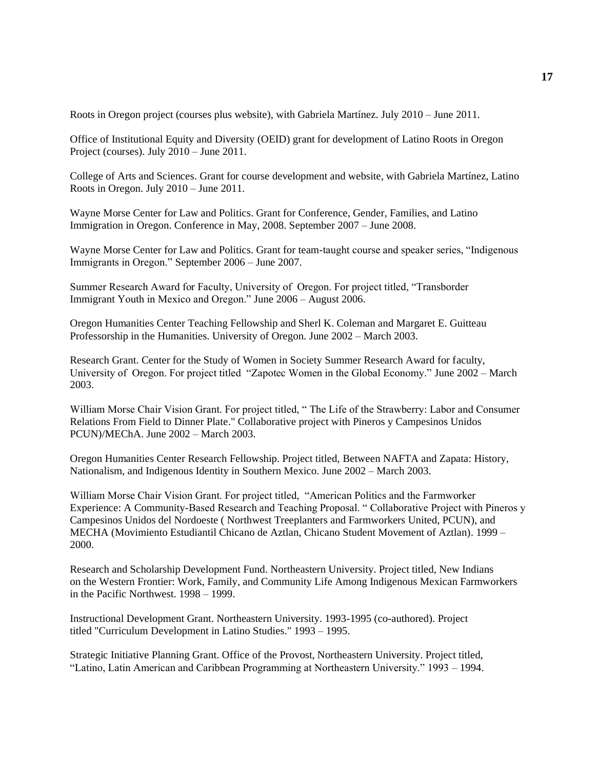Roots in Oregon project (courses plus website), with Gabriela Martínez. July 2010 – June 2011.

Office of Institutional Equity and Diversity (OEID) grant for development of Latino Roots in Oregon Project (courses). July 2010 – June 2011.

College of Arts and Sciences. Grant for course development and website, with Gabriela Martínez, Latino Roots in Oregon. July 2010 – June 2011.

Wayne Morse Center for Law and Politics. Grant for Conference, Gender, Families, and Latino Immigration in Oregon. Conference in May, 2008. September 2007 – June 2008.

Wayne Morse Center for Law and Politics. Grant for team-taught course and speaker series, "Indigenous Immigrants in Oregon." September 2006 – June 2007.

Summer Research Award for Faculty, University of Oregon. For project titled, "Transborder Immigrant Youth in Mexico and Oregon." June 2006 – August 2006.

Oregon Humanities Center Teaching Fellowship and Sherl K. Coleman and Margaret E. Guitteau Professorship in the Humanities. University of Oregon. June 2002 – March 2003.

Research Grant. Center for the Study of Women in Society Summer Research Award for faculty, University of Oregon. For project titled "Zapotec Women in the Global Economy." June 2002 – March 2003.

William Morse Chair Vision Grant. For project titled, " The Life of the Strawberry: Labor and Consumer Relations From Field to Dinner Plate." Collaborative project with Pineros y Campesinos Unidos PCUN)/MEChA. June 2002 – March 2003.

Oregon Humanities Center Research Fellowship. Project titled, Between NAFTA and Zapata: History, Nationalism, and Indigenous Identity in Southern Mexico. June 2002 – March 2003.

William Morse Chair Vision Grant. For project titled, "American Politics and the Farmworker Experience: A Community-Based Research and Teaching Proposal. " Collaborative Project with Pineros y Campesinos Unidos del Nordoeste ( Northwest Treeplanters and Farmworkers United, PCUN), and MECHA (Movimiento Estudiantil Chicano de Aztlan, Chicano Student Movement of Aztlan). 1999 – 2000.

Research and Scholarship Development Fund. Northeastern University. Project titled, New Indians on the Western Frontier: Work, Family, and Community Life Among Indigenous Mexican Farmworkers in the Pacific Northwest. 1998 – 1999.

Instructional Development Grant. Northeastern University. 1993-1995 (co-authored). Project titled "Curriculum Development in Latino Studies." 1993 – 1995.

Strategic Initiative Planning Grant. Office of the Provost, Northeastern University. Project titled, "Latino, Latin American and Caribbean Programming at Northeastern University." 1993 – 1994.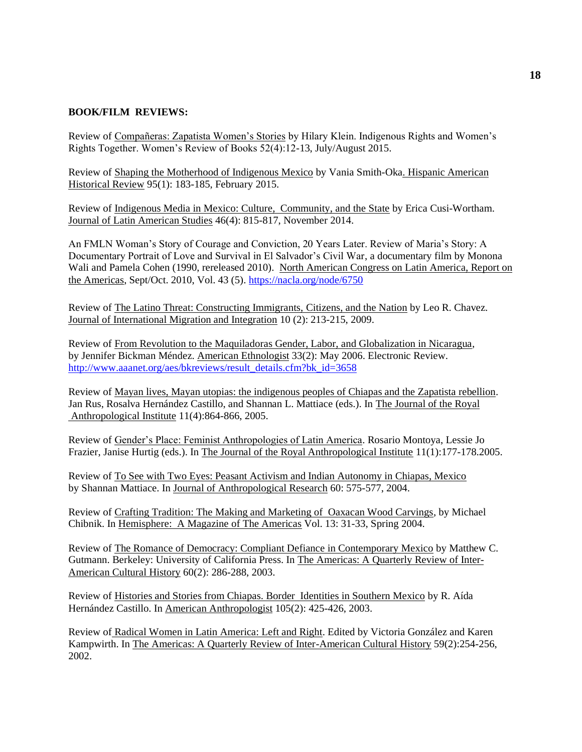**BOOK/FILM REVIEWS:**

Review of Compañeras: Zapatista Women's Stories by Hilary Klein. Indigenous Rights and Women's Rights Together. Women's Review of Books 52(4):12-13, July/August 2015.

Review of Shaping the Motherhood of Indigenous Mexico by Vania Smith-Oka. Hispanic American Historical Review 95(1): 183-185, February 2015.

Review of Indigenous Media in Mexico: Culture, Community, and the State by Erica Cusi-Wortham. Journal of Latin American Studies 46(4): 815-817, November 2014.

An FMLN Woman's Story of Courage and Conviction, 20 Years Later. Review of Maria's Story: A Documentary Portrait of Love and Survival in El Salvador's Civil War, a documentary film by Monona Wali and Pamela Cohen (1990, rereleased 2010). North American Congress on Latin America, Report on the Americas, Sept/Oct. 2010, Vol. 43 (5). https://nacla.org/node/6750

Review of The Latino Threat: Constructing Immigrants, Citizens, and the Nation by Leo R. Chavez. Journal of International Migration and Integration 10 (2): 213-215, 2009.

Review of From Revolution to the Maquiladoras Gender, Labor, and Globalization in Nicaragua, by Jennifer Bickman Méndez. American Ethnologist 33(2): May 2006. Electronic Review. http://www.aaanet.org/aes/bkreviews/result_details.cfm?bk_id=3658

Review of Mayan lives, Mayan utopias: the indigenous peoples of Chiapas and the Zapatista rebellion. Jan Rus, Rosalva Hernández Castillo, and Shannan L. Mattiace (eds.). In The Journal of the Royal Anthropological Institute 11(4):864-866, 2005.

Review of Gender's Place: Feminist Anthropologies of Latin America. Rosario Montoya, Lessie Jo Frazier, Janise Hurtig (eds.). In The Journal of the Royal Anthropological Institute 11(1):177-178.2005.

Review of To See with Two Eyes: Peasant Activism and Indian Autonomy in Chiapas, Mexico by Shannan Mattiace. In Journal of Anthropological Research 60: 575-577, 2004.

Review of Crafting Tradition: The Making and Marketing of Oaxacan Wood Carvings, by Michael Chibnik. In Hemisphere: A Magazine of The Americas Vol. 13: 31-33, Spring 2004.

Review of The Romance of Democracy: Compliant Defiance in Contemporary Mexico by Matthew C. Gutmann. Berkeley: University of California Press. In The Americas: A Quarterly Review of Inter-American Cultural History 60(2): 286-288, 2003.

Review of Histories and Stories from Chiapas. Border Identities in Southern Mexico by R. Aída Hernández Castillo. In American Anthropologist 105(2): 425-426, 2003.

Review of Radical Women in Latin America: Left and Right. Edited by Victoria González and Karen Kampwirth. In The Americas: A Quarterly Review of Inter-American Cultural History 59(2):254-256, 2002.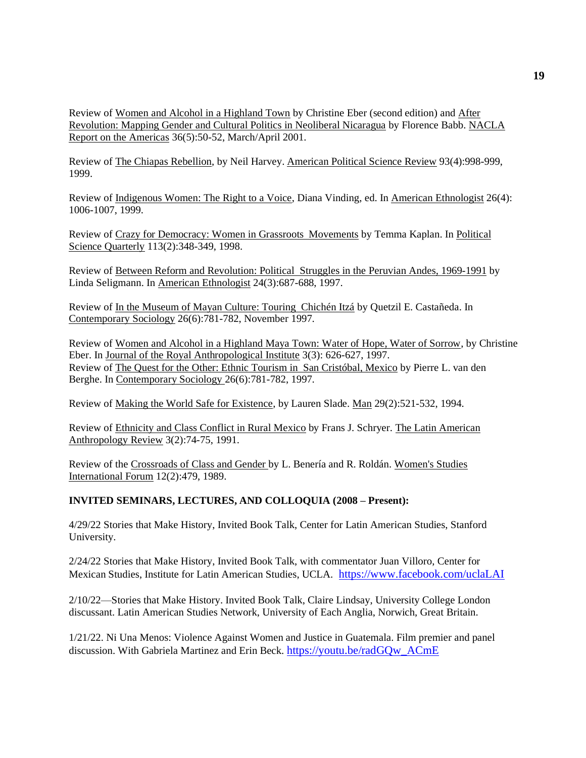Review of <u>Women and Alcohol in a Highland Town</u> by Christine Eber (second edition) and <u>After Revolution: Mapping Gender and Cultural Politics in Neoliberal Nicaragua</u> by Florence Babb. <u>NACLA Report on the Americas</u> 36(5):50-52, March/April 2001.

Review of <u>The Chiapas Rebellion</u>, by Neil Harvey. <u>American Political Science Review</u> 93(4):998-999, 1999.

Review of <u>Indigenous Women: The Right to a Voice</u>, Diana Vinding, ed. In <u>American Ethnologist</u> 26(4): 1006-1007, 1999.

Review of <u>Crazy for Democracy: Women in Grassroots Movements</u> by Temma Kaplan. In <u>Political Science Quarterly</u> 113(2):348-349, 1998.

Review of <u>Between Reform and Revolution: Political Struggles in the Peruvian Andes, 1969-1991</u> by Linda Seligmann. In <u>American Ethnologist</u> 24(3):687-688, 1997.

Review of <u>In the Museum of Mayan Culture: Touring Chichén Itzá</u> by Quetzil E. Castañeda. In <u>Contemporary Sociology</u> 26(6):781-782, November 1997.

Review of <u>Women and Alcohol in a Highland Maya Town: Water of Hope, Water of Sorrow</u>, by Christine Eber. In <u>Journal of the Royal Anthropological Institute</u> 3(3): 626-627, 1997.
Review of <u>The Quest for the Other: Ethnic Tourism in San Cristóbal, Mexico</u> by Pierre L. van den Berghe. In <u>Contemporary Sociology</u> 26(6):781-782, 1997.

Review of <u>Making the World Safe for Existence</u>, by Lauren Slade. <u>Man</u> 29(2):521-532, 1994.

Review of <u>Ethnicity and Class Conflict in Rural Mexico</u> by Frans J. Schryer. <u>The Latin American Anthropology Review</u> 3(2):74-75, 1991.

Review of the <u>Crossroads of Class and Gender</u> by L. Benería and R. Roldán. <u>Women's Studies International Forum</u> 12(2):479, 1989.

**INVITED SEMINARS, LECTURES, AND COLLOQUIA (2008 – Present):**

4/29/22 Stories that Make History, Invited Book Talk, Center for Latin American Studies, Stanford University.

2/24/22 Stories that Make History, Invited Book Talk, with commentator Juan Villoro, Center for Mexican Studies, Institute for Latin American Studies, UCLA. https://www.facebook.com/uclaLAI

2/10/22—Stories that Make History. Invited Book Talk, Claire Lindsay, University College London discussant. Latin American Studies Network, University of Each Anglia, Norwich, Great Britain.

1/21/22. Ni Una Menos: Violence Against Women and Justice in Guatemala. Film premier and panel discussion. With Gabriela Martinez and Erin Beck. https://youtu.be/radGQw_ACmE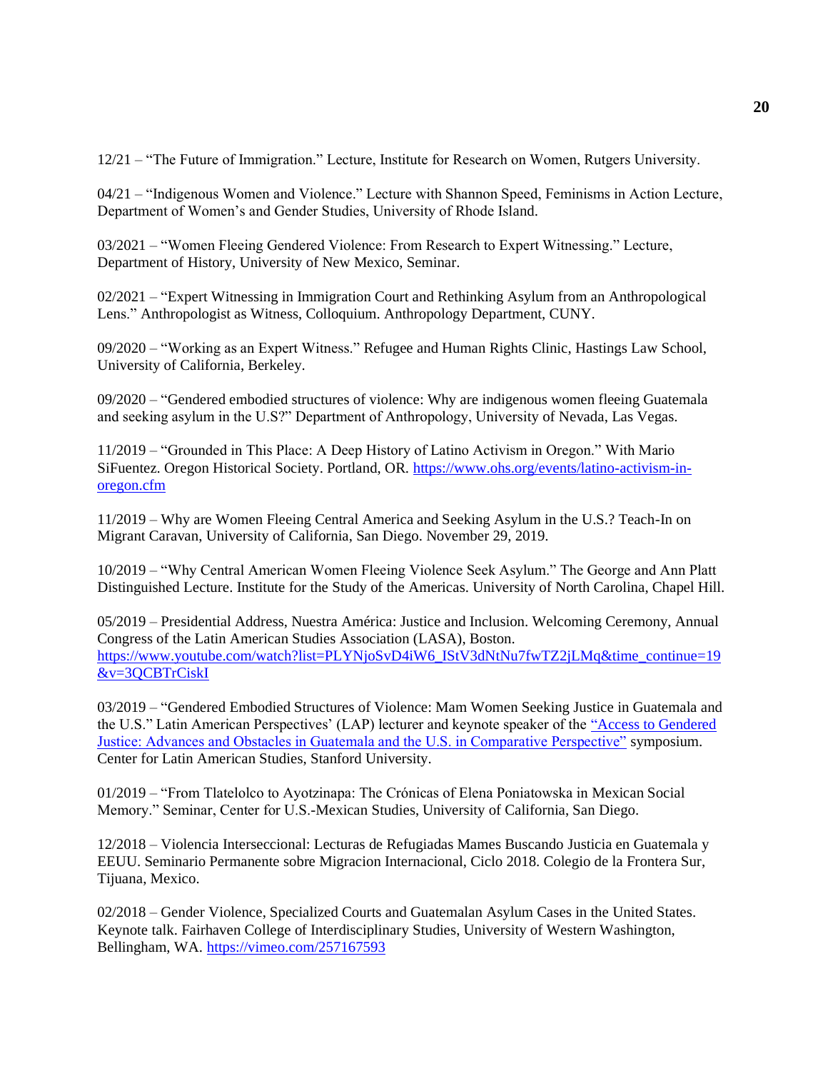12/21 – "The Future of Immigration." Lecture, Institute for Research on Women, Rutgers University.

04/21 – "Indigenous Women and Violence." Lecture with Shannon Speed, Feminisms in Action Lecture, Department of Women's and Gender Studies, University of Rhode Island.

03/2021 – "Women Fleeing Gendered Violence: From Research to Expert Witnessing." Lecture, Department of History, University of New Mexico, Seminar.

02/2021 – "Expert Witnessing in Immigration Court and Rethinking Asylum from an Anthropological Lens." Anthropologist as Witness, Colloquium. Anthropology Department, CUNY.

09/2020 – "Working as an Expert Witness." Refugee and Human Rights Clinic, Hastings Law School, University of California, Berkeley.

09/2020 – "Gendered embodied structures of violence: Why are indigenous women fleeing Guatemala and seeking asylum in the U.S?" Department of Anthropology, University of Nevada, Las Vegas.

11/2019 – "Grounded in This Place: A Deep History of Latino Activism in Oregon." With Mario SiFuentez. Oregon Historical Society. Portland, OR. https://www.ohs.org/events/latino-activism-in-oregon.cfm

11/2019 – Why are Women Fleeing Central America and Seeking Asylum in the U.S.? Teach-In on Migrant Caravan, University of California, San Diego. November 29, 2019.

10/2019 – "Why Central American Women Fleeing Violence Seek Asylum." The George and Ann Platt Distinguished Lecture. Institute for the Study of the Americas. University of North Carolina, Chapel Hill.

05/2019 – Presidential Address, Nuestra América: Justice and Inclusion. Welcoming Ceremony, Annual Congress of the Latin American Studies Association (LASA), Boston. https://www.youtube.com/watch?list=PLYNjoSvD4iW6_IStV3dNtNu7fwTZ2jLMq&time_continue=19&v=3QCBTrCiskI

03/2019 – "Gendered Embodied Structures of Violence: Mam Women Seeking Justice in Guatemala and the U.S." Latin American Perspectives' (LAP) lecturer and keynote speaker of the "Access to Gendered Justice: Advances and Obstacles in Guatemala and the U.S. in Comparative Perspective" symposium. Center for Latin American Studies, Stanford University.

01/2019 – "From Tlatelolco to Ayotzinapa: The Crónicas of Elena Poniatowska in Mexican Social Memory." Seminar, Center for U.S.-Mexican Studies, University of California, San Diego.

12/2018 – Violencia Interseccional: Lecturas de Refugiadas Mames Buscando Justicia en Guatemala y EEUU. Seminario Permanente sobre Migracion Internacional, Ciclo 2018. Colegio de la Frontera Sur, Tijuana, Mexico.

02/2018 – Gender Violence, Specialized Courts and Guatemalan Asylum Cases in the United States. Keynote talk. Fairhaven College of Interdisciplinary Studies, University of Western Washington, Bellingham, WA. https://vimeo.com/257167593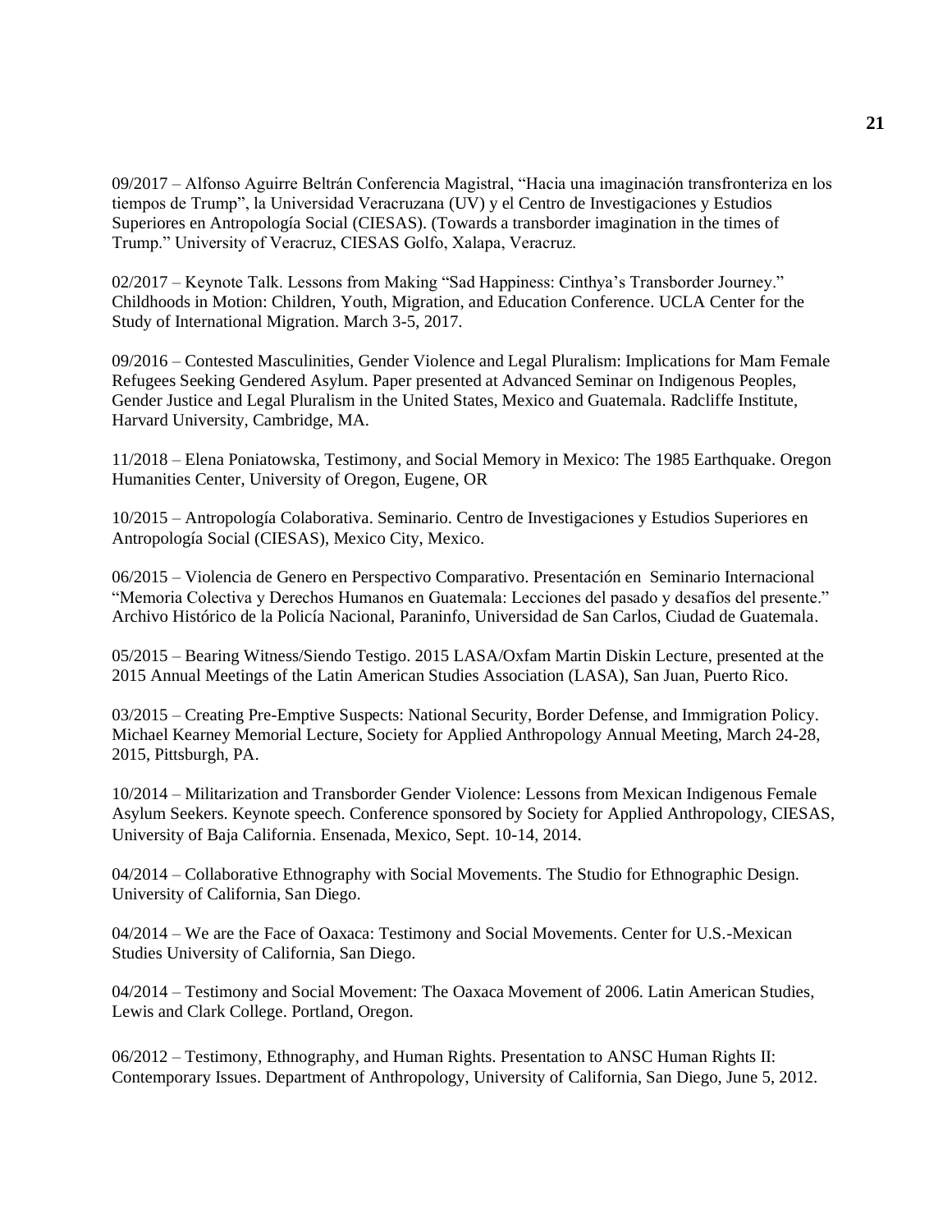09/2017 – Alfonso Aguirre Beltrán Conferencia Magistral, "Hacia una imaginación transfronteriza en los tiempos de Trump", la Universidad Veracruzana (UV) y el Centro de Investigaciones y Estudios Superiores en Antropología Social (CIESAS). (Towards a transborder imagination in the times of Trump." University of Veracruz, CIESAS Golfo, Xalapa, Veracruz.

02/2017 – Keynote Talk. Lessons from Making "Sad Happiness: Cinthya's Transborder Journey." Childhoods in Motion: Children, Youth, Migration, and Education Conference. UCLA Center for the Study of International Migration. March 3-5, 2017.

09/2016 – Contested Masculinities, Gender Violence and Legal Pluralism: Implications for Mam Female Refugees Seeking Gendered Asylum. Paper presented at Advanced Seminar on Indigenous Peoples, Gender Justice and Legal Pluralism in the United States, Mexico and Guatemala. Radcliffe Institute, Harvard University, Cambridge, MA.

11/2018 – Elena Poniatowska, Testimony, and Social Memory in Mexico: The 1985 Earthquake. Oregon Humanities Center, University of Oregon, Eugene, OR

10/2015 – Antropología Colaborativa. Seminario. Centro de Investigaciones y Estudios Superiores en Antropología Social (CIESAS), Mexico City, Mexico.

06/2015 – Violencia de Genero en Perspectivo Comparativo. Presentación en Seminario Internacional "Memoria Colectiva y Derechos Humanos en Guatemala: Lecciones del pasado y desafíos del presente." Archivo Histórico de la Policía Nacional, Paraninfo, Universidad de San Carlos, Ciudad de Guatemala.

05/2015 – Bearing Witness/Siendo Testigo. 2015 LASA/Oxfam Martin Diskin Lecture, presented at the 2015 Annual Meetings of the Latin American Studies Association (LASA), San Juan, Puerto Rico.

03/2015 – Creating Pre-Emptive Suspects: National Security, Border Defense, and Immigration Policy. Michael Kearney Memorial Lecture, Society for Applied Anthropology Annual Meeting, March 24-28, 2015, Pittsburgh, PA.

10/2014 – Militarization and Transborder Gender Violence: Lessons from Mexican Indigenous Female Asylum Seekers. Keynote speech. Conference sponsored by Society for Applied Anthropology, CIESAS, University of Baja California. Ensenada, Mexico, Sept. 10-14, 2014.

04/2014 – Collaborative Ethnography with Social Movements. The Studio for Ethnographic Design. University of California, San Diego.

04/2014 – We are the Face of Oaxaca: Testimony and Social Movements. Center for U.S.-Mexican Studies University of California, San Diego.

04/2014 – Testimony and Social Movement: The Oaxaca Movement of 2006. Latin American Studies, Lewis and Clark College. Portland, Oregon.

06/2012 – Testimony, Ethnography, and Human Rights. Presentation to ANSC Human Rights II: Contemporary Issues. Department of Anthropology, University of California, San Diego, June 5, 2012.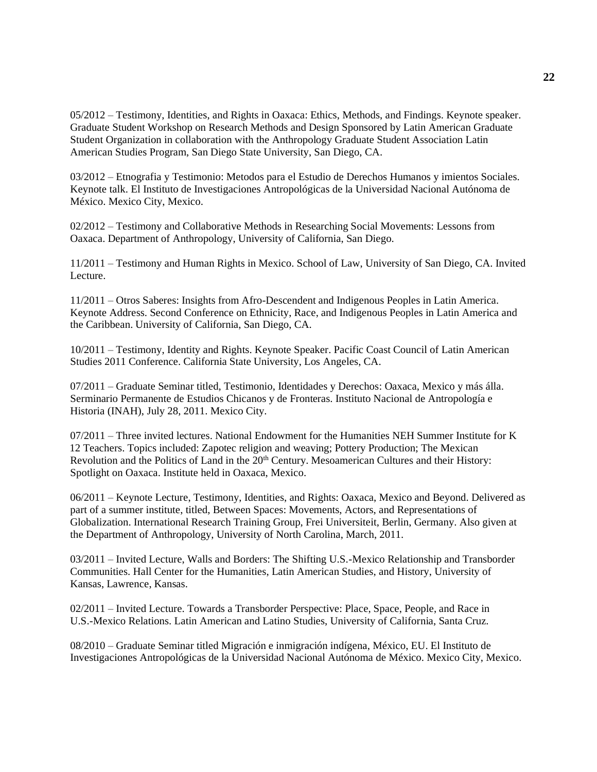05/2012 – Testimony, Identities, and Rights in Oaxaca: Ethics, Methods, and Findings. Keynote speaker. Graduate Student Workshop on Research Methods and Design Sponsored by Latin American Graduate Student Organization in collaboration with the Anthropology Graduate Student Association Latin American Studies Program, San Diego State University, San Diego, CA.

03/2012 – Etnografia y Testimonio: Metodos para el Estudio de Derechos Humanos y imientos Sociales. Keynote talk. El Instituto de Investigaciones Antropológicas de la Universidad Nacional Autónoma de México. Mexico City, Mexico.

02/2012 – Testimony and Collaborative Methods in Researching Social Movements: Lessons from Oaxaca. Department of Anthropology, University of California, San Diego.

11/2011 – Testimony and Human Rights in Mexico. School of Law, University of San Diego, CA. Invited Lecture.

11/2011 – Otros Saberes: Insights from Afro-Descendent and Indigenous Peoples in Latin America. Keynote Address. Second Conference on Ethnicity, Race, and Indigenous Peoples in Latin America and the Caribbean. University of California, San Diego, CA.

10/2011 – Testimony, Identity and Rights. Keynote Speaker. Pacific Coast Council of Latin American Studies 2011 Conference. California State University, Los Angeles, CA.

07/2011 – Graduate Seminar titled, Testimonio, Identidades y Derechos: Oaxaca, Mexico y más álla. Serminario Permanente de Estudios Chicanos y de Fronteras. Instituto Nacional de Antropología e Historia (INAH), July 28, 2011. Mexico City.

07/2011 – Three invited lectures. National Endowment for the Humanities NEH Summer Institute for K 12 Teachers. Topics included: Zapotec religion and weaving; Pottery Production; The Mexican Revolution and the Politics of Land in the 20th Century. Mesoamerican Cultures and their History: Spotlight on Oaxaca. Institute held in Oaxaca, Mexico.

06/2011 – Keynote Lecture, Testimony, Identities, and Rights: Oaxaca, Mexico and Beyond. Delivered as part of a summer institute, titled, Between Spaces: Movements, Actors, and Representations of Globalization. International Research Training Group, Frei Universiteit, Berlin, Germany. Also given at the Department of Anthropology, University of North Carolina, March, 2011.

03/2011 – Invited Lecture, Walls and Borders: The Shifting U.S.-Mexico Relationship and Transborder Communities. Hall Center for the Humanities, Latin American Studies, and History, University of Kansas, Lawrence, Kansas.

02/2011 – Invited Lecture. Towards a Transborder Perspective: Place, Space, People, and Race in U.S.-Mexico Relations. Latin American and Latino Studies, University of California, Santa Cruz.

08/2010 – Graduate Seminar titled Migración e inmigración indígena, México, EU. El Instituto de Investigaciones Antropológicas de la Universidad Nacional Autónoma de México. Mexico City, Mexico.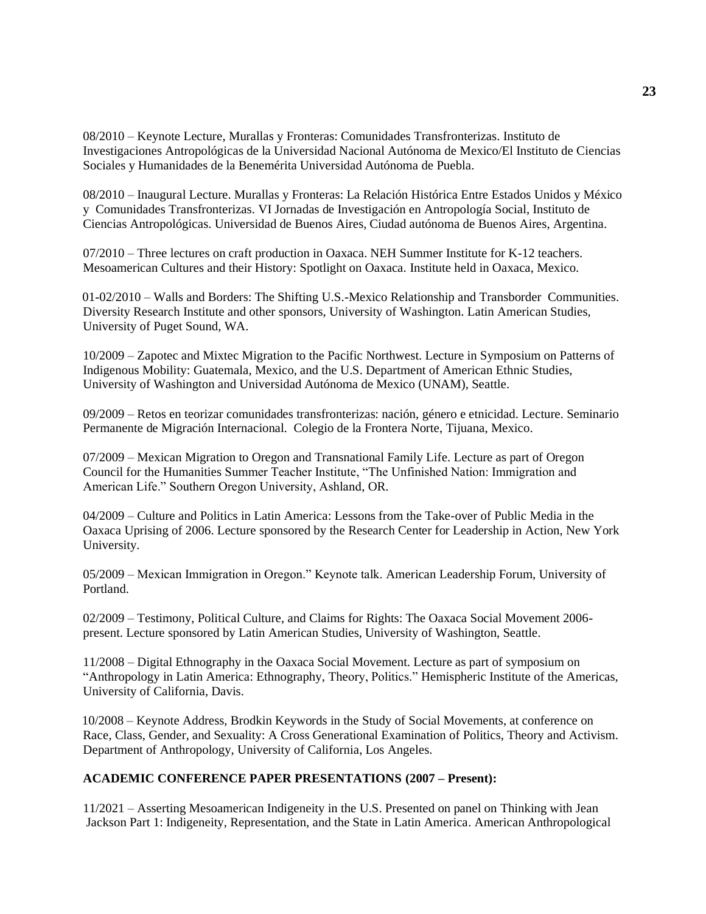08/2010 – Keynote Lecture, Murallas y Fronteras: Comunidades Transfronterizas. Instituto de Investigaciones Antropológicas de la Universidad Nacional Autónoma de Mexico/El Instituto de Ciencias Sociales y Humanidades de la Benemérita Universidad Autónoma de Puebla.

08/2010 – Inaugural Lecture. Murallas y Fronteras: La Relación Histórica Entre Estados Unidos y México y Comunidades Transfronterizas. VI Jornadas de Investigación en Antropología Social, Instituto de Ciencias Antropológicas. Universidad de Buenos Aires, Ciudad autónoma de Buenos Aires, Argentina.

07/2010 – Three lectures on craft production in Oaxaca. NEH Summer Institute for K-12 teachers. Mesoamerican Cultures and their History: Spotlight on Oaxaca. Institute held in Oaxaca, Mexico.

01-02/2010 – Walls and Borders: The Shifting U.S.-Mexico Relationship and Transborder Communities. Diversity Research Institute and other sponsors, University of Washington. Latin American Studies, University of Puget Sound, WA.

10/2009 – Zapotec and Mixtec Migration to the Pacific Northwest. Lecture in Symposium on Patterns of Indigenous Mobility: Guatemala, Mexico, and the U.S. Department of American Ethnic Studies, University of Washington and Universidad Autónoma de Mexico (UNAM), Seattle.

09/2009 – Retos en teorizar comunidades transfronterizas: nación, género e etnicidad. Lecture. Seminario Permanente de Migración Internacional. Colegio de la Frontera Norte, Tijuana, Mexico.

07/2009 – Mexican Migration to Oregon and Transnational Family Life. Lecture as part of Oregon Council for the Humanities Summer Teacher Institute, "The Unfinished Nation: Immigration and American Life." Southern Oregon University, Ashland, OR.

04/2009 – Culture and Politics in Latin America: Lessons from the Take-over of Public Media in the Oaxaca Uprising of 2006. Lecture sponsored by the Research Center for Leadership in Action, New York University.

05/2009 – Mexican Immigration in Oregon." Keynote talk. American Leadership Forum, University of Portland.

02/2009 – Testimony, Political Culture, and Claims for Rights: The Oaxaca Social Movement 2006-present. Lecture sponsored by Latin American Studies, University of Washington, Seattle.

11/2008 – Digital Ethnography in the Oaxaca Social Movement. Lecture as part of symposium on "Anthropology in Latin America: Ethnography, Theory, Politics." Hemispheric Institute of the Americas, University of California, Davis.

10/2008 – Keynote Address, Brodkin Keywords in the Study of Social Movements, at conference on Race, Class, Gender, and Sexuality: A Cross Generational Examination of Politics, Theory and Activism. Department of Anthropology, University of California, Los Angeles.

**ACADEMIC CONFERENCE PAPER PRESENTATIONS (2007 – Present):**

11/2021 – Asserting Mesoamerican Indigeneity in the U.S. Presented on panel on Thinking with Jean Jackson Part 1: Indigeneity, Representation, and the State in Latin America. American Anthropological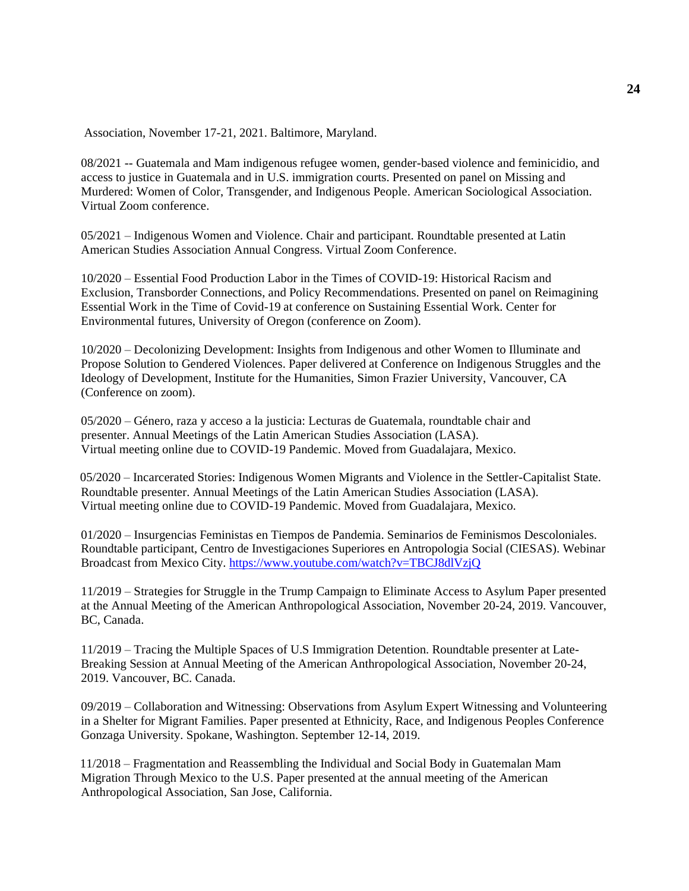Association, November 17-21, 2021. Baltimore, Maryland.

08/2021 -- Guatemala and Mam indigenous refugee women, gender-based violence and feminicidio, and access to justice in Guatemala and in U.S. immigration courts. Presented on panel on Missing and Murdered: Women of Color, Transgender, and Indigenous People. American Sociological Association. Virtual Zoom conference.

05/2021 – Indigenous Women and Violence. Chair and participant. Roundtable presented at Latin American Studies Association Annual Congress. Virtual Zoom Conference.

10/2020 – Essential Food Production Labor in the Times of COVID-19: Historical Racism and Exclusion, Transborder Connections, and Policy Recommendations. Presented on panel on Reimagining Essential Work in the Time of Covid-19 at conference on Sustaining Essential Work. Center for Environmental futures, University of Oregon (conference on Zoom).

10/2020 – Decolonizing Development: Insights from Indigenous and other Women to Illuminate and Propose Solution to Gendered Violences. Paper delivered at Conference on Indigenous Struggles and the Ideology of Development, Institute for the Humanities, Simon Frazier University, Vancouver, CA (Conference on zoom).

05/2020 – Género, raza y acceso a la justicia: Lecturas de Guatemala, roundtable chair and presenter. Annual Meetings of the Latin American Studies Association (LASA). Virtual meeting online due to COVID-19 Pandemic. Moved from Guadalajara, Mexico.

05/2020 – Incarcerated Stories: Indigenous Women Migrants and Violence in the Settler-Capitalist State. Roundtable presenter. Annual Meetings of the Latin American Studies Association (LASA). Virtual meeting online due to COVID-19 Pandemic. Moved from Guadalajara, Mexico.

01/2020 – Insurgencias Feministas en Tiempos de Pandemia. Seminarios de Feminismos Descoloniales. Roundtable participant, Centro de Investigaciones Superiores en Antropologia Social (CIESAS). Webinar Broadcast from Mexico City. https://www.youtube.com/watch?v=TBCJ8dlVzjQ

11/2019 – Strategies for Struggle in the Trump Campaign to Eliminate Access to Asylum Paper presented at the Annual Meeting of the American Anthropological Association, November 20-24, 2019. Vancouver, BC, Canada.

11/2019 – Tracing the Multiple Spaces of U.S Immigration Detention. Roundtable presenter at Late-Breaking Session at Annual Meeting of the American Anthropological Association, November 20-24, 2019. Vancouver, BC. Canada.

09/2019 – Collaboration and Witnessing: Observations from Asylum Expert Witnessing and Volunteering in a Shelter for Migrant Families. Paper presented at Ethnicity, Race, and Indigenous Peoples Conference Gonzaga University. Spokane, Washington. September 12-14, 2019.

11/2018 – Fragmentation and Reassembling the Individual and Social Body in Guatemalan Mam Migration Through Mexico to the U.S. Paper presented at the annual meeting of the American Anthropological Association, San Jose, California.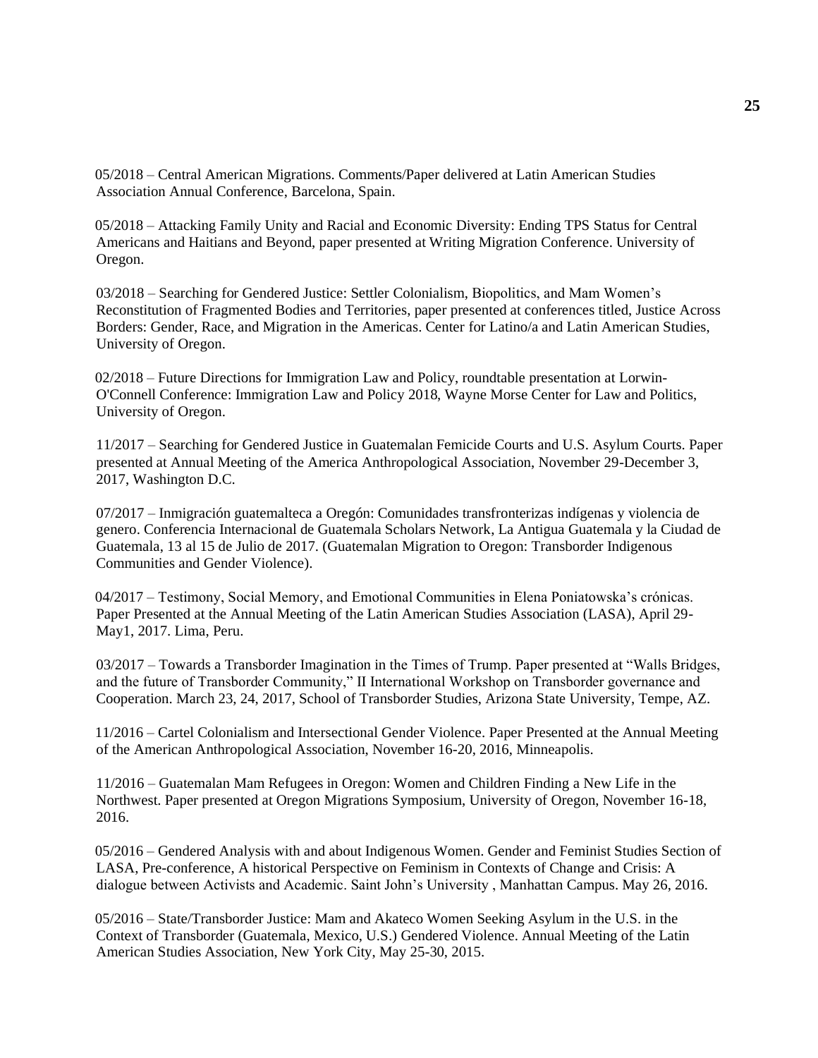05/2018 – Central American Migrations. Comments/Paper delivered at Latin American Studies Association Annual Conference, Barcelona, Spain.

05/2018 – Attacking Family Unity and Racial and Economic Diversity: Ending TPS Status for Central Americans and Haitians and Beyond, paper presented at Writing Migration Conference. University of Oregon.

03/2018 – Searching for Gendered Justice: Settler Colonialism, Biopolitics, and Mam Women's Reconstitution of Fragmented Bodies and Territories, paper presented at conferences titled, Justice Across Borders: Gender, Race, and Migration in the Americas. Center for Latino/a and Latin American Studies, University of Oregon.

02/2018 – Future Directions for Immigration Law and Policy, roundtable presentation at Lorwin-O'Connell Conference: Immigration Law and Policy 2018, Wayne Morse Center for Law and Politics, University of Oregon.

11/2017 – Searching for Gendered Justice in Guatemalan Femicide Courts and U.S. Asylum Courts. Paper presented at Annual Meeting of the America Anthropological Association, November 29-December 3, 2017, Washington D.C.

07/2017 – Inmigración guatemalteca a Oregón: Comunidades transfronterizas indígenas y violencia de genero. Conferencia Internacional de Guatemala Scholars Network, La Antigua Guatemala y la Ciudad de Guatemala, 13 al 15 de Julio de 2017. (Guatemalan Migration to Oregon: Transborder Indigenous Communities and Gender Violence).

04/2017 – Testimony, Social Memory, and Emotional Communities in Elena Poniatowska's crónicas. Paper Presented at the Annual Meeting of the Latin American Studies Association (LASA), April 29-May1, 2017. Lima, Peru.

03/2017 – Towards a Transborder Imagination in the Times of Trump. Paper presented at "Walls Bridges, and the future of Transborder Community," II International Workshop on Transborder governance and Cooperation. March 23, 24, 2017, School of Transborder Studies, Arizona State University, Tempe, AZ.

11/2016 – Cartel Colonialism and Intersectional Gender Violence. Paper Presented at the Annual Meeting of the American Anthropological Association, November 16-20, 2016, Minneapolis.

11/2016 – Guatemalan Mam Refugees in Oregon: Women and Children Finding a New Life in the Northwest. Paper presented at Oregon Migrations Symposium, University of Oregon, November 16-18, 2016.

05/2016 – Gendered Analysis with and about Indigenous Women. Gender and Feminist Studies Section of LASA, Pre-conference, A historical Perspective on Feminism in Contexts of Change and Crisis: A dialogue between Activists and Academic. Saint John's University , Manhattan Campus. May 26, 2016.

05/2016 – State/Transborder Justice: Mam and Akateco Women Seeking Asylum in the U.S. in the Context of Transborder (Guatemala, Mexico, U.S.) Gendered Violence. Annual Meeting of the Latin American Studies Association, New York City, May 25-30, 2015.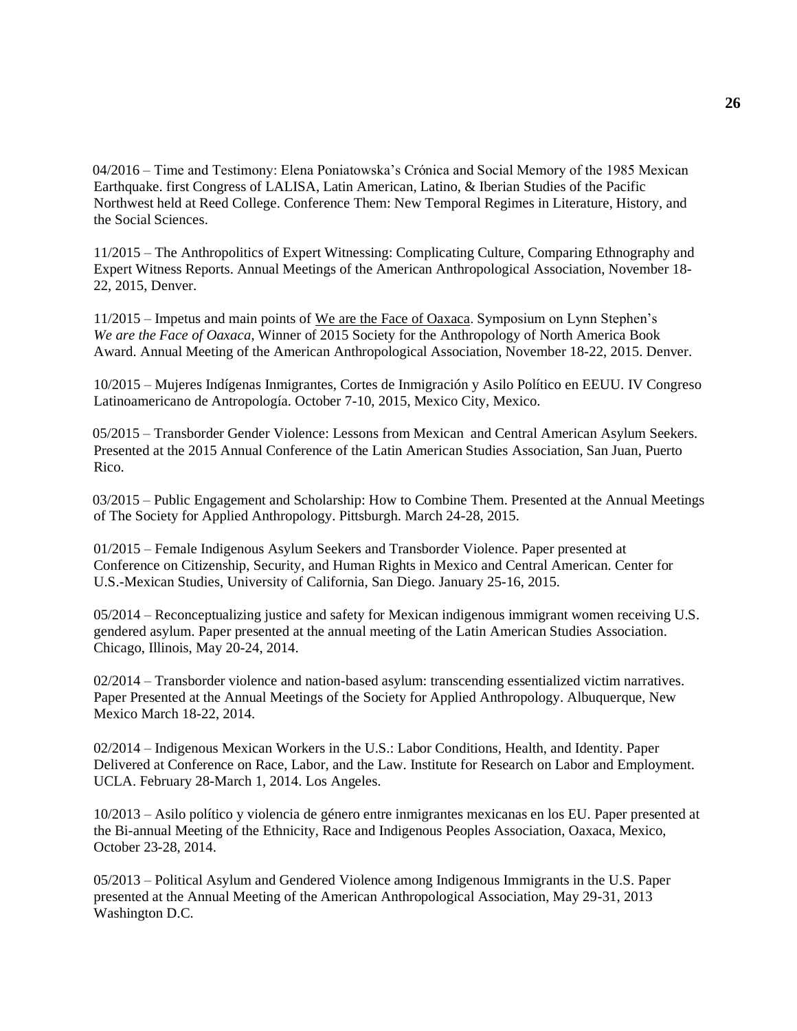04/2016 – Time and Testimony: Elena Poniatowska's Crónica and Social Memory of the 1985 Mexican Earthquake. first Congress of LALISA, Latin American, Latino, & Iberian Studies of the Pacific Northwest held at Reed College. Conference Them: New Temporal Regimes in Literature, History, and the Social Sciences.

11/2015 – The Anthropolitics of Expert Witnessing: Complicating Culture, Comparing Ethnography and Expert Witness Reports. Annual Meetings of the American Anthropological Association, November 18-22, 2015, Denver.

11/2015 – Impetus and main points of We are the Face of Oaxaca. Symposium on Lynn Stephen's *We are the Face of Oaxaca*, Winner of 2015 Society for the Anthropology of North America Book Award. Annual Meeting of the American Anthropological Association, November 18-22, 2015. Denver.

10/2015 – Mujeres Indígenas Inmigrantes, Cortes de Inmigración y Asilo Político en EEUU. IV Congreso Latinoamericano de Antropología. October 7-10, 2015, Mexico City, Mexico.

05/2015 – Transborder Gender Violence: Lessons from Mexican and Central American Asylum Seekers. Presented at the 2015 Annual Conference of the Latin American Studies Association, San Juan, Puerto Rico.

03/2015 – Public Engagement and Scholarship: How to Combine Them. Presented at the Annual Meetings of The Society for Applied Anthropology. Pittsburgh. March 24-28, 2015.

01/2015 – Female Indigenous Asylum Seekers and Transborder Violence. Paper presented at Conference on Citizenship, Security, and Human Rights in Mexico and Central American. Center for U.S.-Mexican Studies, University of California, San Diego. January 25-16, 2015.

05/2014 – Reconceptualizing justice and safety for Mexican indigenous immigrant women receiving U.S. gendered asylum. Paper presented at the annual meeting of the Latin American Studies Association. Chicago, Illinois, May 20-24, 2014.

02/2014 – Transborder violence and nation-based asylum: transcending essentialized victim narratives. Paper Presented at the Annual Meetings of the Society for Applied Anthropology. Albuquerque, New Mexico March 18-22, 2014.

02/2014 – Indigenous Mexican Workers in the U.S.: Labor Conditions, Health, and Identity. Paper Delivered at Conference on Race, Labor, and the Law. Institute for Research on Labor and Employment. UCLA. February 28-March 1, 2014. Los Angeles.

10/2013 – Asilo político y violencia de género entre inmigrantes mexicanas en los EU. Paper presented at the Bi-annual Meeting of the Ethnicity, Race and Indigenous Peoples Association, Oaxaca, Mexico, October 23-28, 2014.

05/2013 – Political Asylum and Gendered Violence among Indigenous Immigrants in the U.S. Paper presented at the Annual Meeting of the American Anthropological Association, May 29-31, 2013 Washington D.C.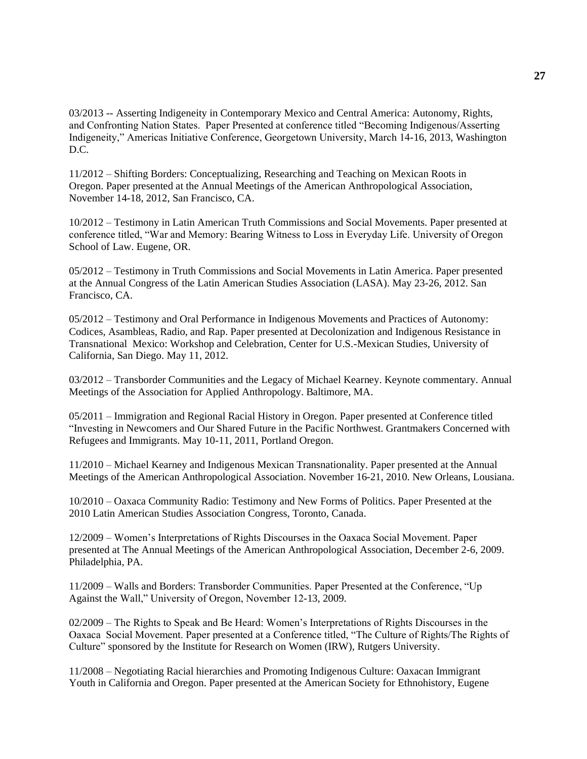03/2013 -- Asserting Indigeneity in Contemporary Mexico and Central America: Autonomy, Rights, and Confronting Nation States. Paper Presented at conference titled "Becoming Indigenous/Asserting Indigeneity," Americas Initiative Conference, Georgetown University, March 14-16, 2013, Washington D.C.

11/2012 – Shifting Borders: Conceptualizing, Researching and Teaching on Mexican Roots in Oregon. Paper presented at the Annual Meetings of the American Anthropological Association, November 14-18, 2012, San Francisco, CA.

10/2012 – Testimony in Latin American Truth Commissions and Social Movements. Paper presented at conference titled, "War and Memory: Bearing Witness to Loss in Everyday Life. University of Oregon School of Law. Eugene, OR.

05/2012 – Testimony in Truth Commissions and Social Movements in Latin America. Paper presented at the Annual Congress of the Latin American Studies Association (LASA). May 23-26, 2012. San Francisco, CA.

05/2012 – Testimony and Oral Performance in Indigenous Movements and Practices of Autonomy: Codices, Asambleas, Radio, and Rap. Paper presented at Decolonization and Indigenous Resistance in Transnational Mexico: Workshop and Celebration, Center for U.S.-Mexican Studies, University of California, San Diego. May 11, 2012.

03/2012 – Transborder Communities and the Legacy of Michael Kearney. Keynote commentary. Annual Meetings of the Association for Applied Anthropology. Baltimore, MA.

05/2011 – Immigration and Regional Racial History in Oregon. Paper presented at Conference titled "Investing in Newcomers and Our Shared Future in the Pacific Northwest. Grantmakers Concerned with Refugees and Immigrants. May 10-11, 2011, Portland Oregon.

11/2010 – Michael Kearney and Indigenous Mexican Transnationality. Paper presented at the Annual Meetings of the American Anthropological Association. November 16-21, 2010. New Orleans, Lousiana.

10/2010 – Oaxaca Community Radio: Testimony and New Forms of Politics. Paper Presented at the 2010 Latin American Studies Association Congress, Toronto, Canada.

12/2009 – Women's Interpretations of Rights Discourses in the Oaxaca Social Movement. Paper presented at The Annual Meetings of the American Anthropological Association, December 2-6, 2009. Philadelphia, PA.

11/2009 – Walls and Borders: Transborder Communities. Paper Presented at the Conference, "Up Against the Wall," University of Oregon, November 12-13, 2009.

02/2009 – The Rights to Speak and Be Heard: Women's Interpretations of Rights Discourses in the Oaxaca Social Movement. Paper presented at a Conference titled, "The Culture of Rights/The Rights of Culture" sponsored by the Institute for Research on Women (IRW), Rutgers University.

11/2008 – Negotiating Racial hierarchies and Promoting Indigenous Culture: Oaxacan Immigrant Youth in California and Oregon. Paper presented at the American Society for Ethnohistory, Eugene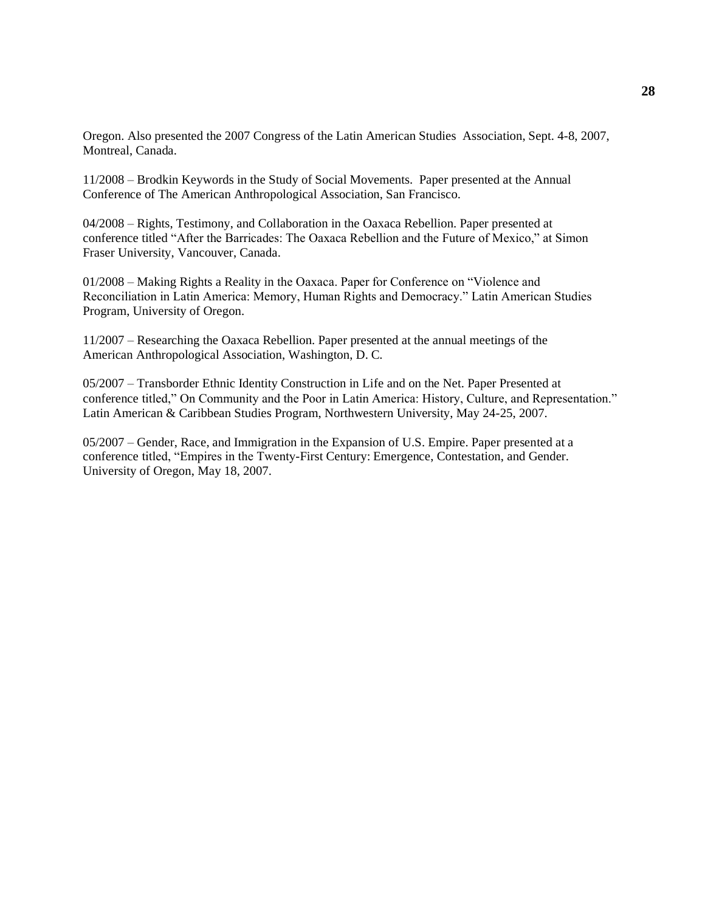Oregon. Also presented the 2007 Congress of the Latin American Studies Association, Sept. 4-8, 2007, Montreal, Canada.

11/2008 – Brodkin Keywords in the Study of Social Movements. Paper presented at the Annual Conference of The American Anthropological Association, San Francisco.

04/2008 – Rights, Testimony, and Collaboration in the Oaxaca Rebellion. Paper presented at conference titled "After the Barricades: The Oaxaca Rebellion and the Future of Mexico," at Simon Fraser University, Vancouver, Canada.

01/2008 – Making Rights a Reality in the Oaxaca. Paper for Conference on "Violence and Reconciliation in Latin America: Memory, Human Rights and Democracy." Latin American Studies Program, University of Oregon.

11/2007 – Researching the Oaxaca Rebellion. Paper presented at the annual meetings of the American Anthropological Association, Washington, D. C.

05/2007 – Transborder Ethnic Identity Construction in Life and on the Net. Paper Presented at conference titled," On Community and the Poor in Latin America: History, Culture, and Representation." Latin American & Caribbean Studies Program, Northwestern University, May 24-25, 2007.

05/2007 – Gender, Race, and Immigration in the Expansion of U.S. Empire. Paper presented at a conference titled, "Empires in the Twenty-First Century: Emergence, Contestation, and Gender. University of Oregon, May 18, 2007.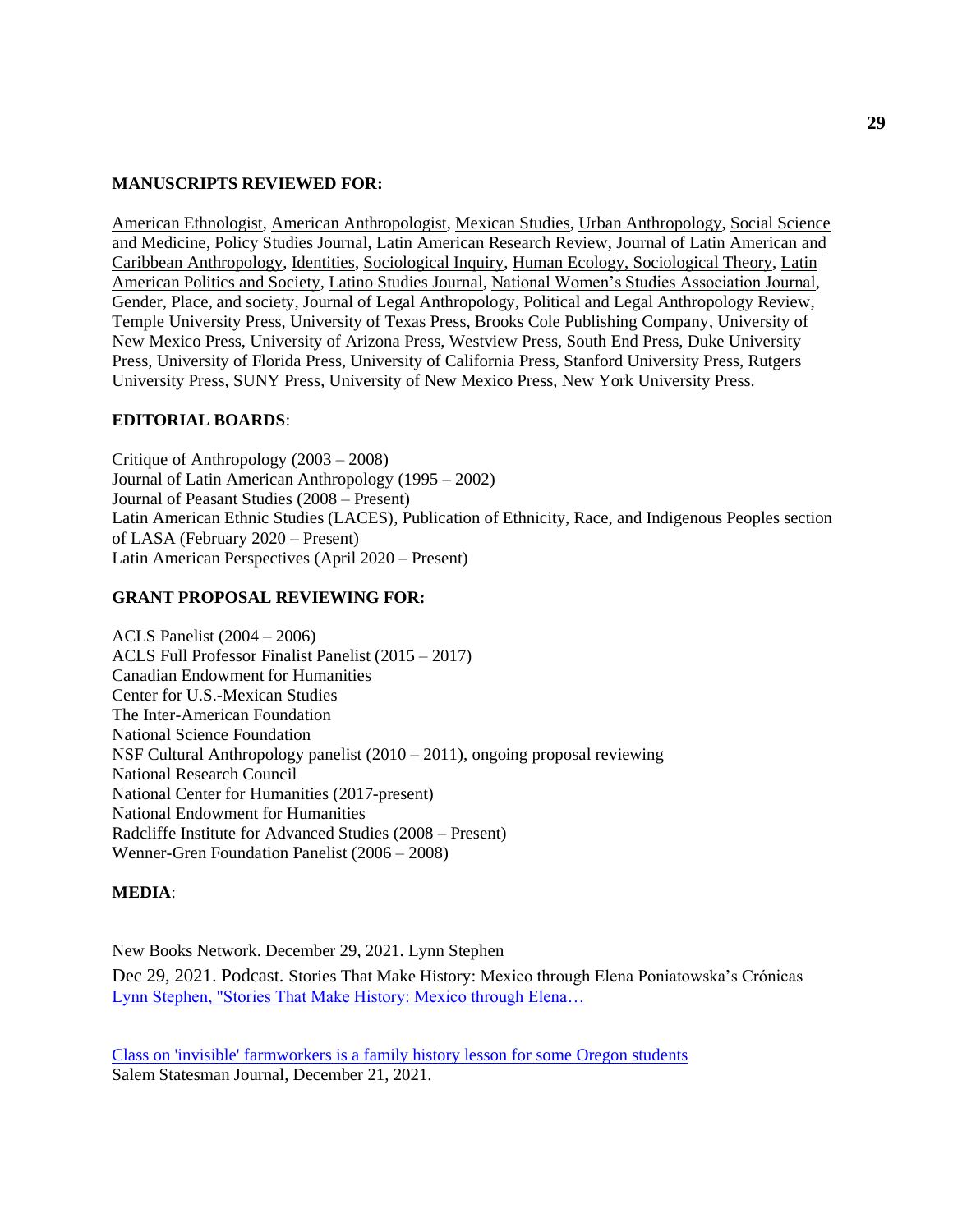**MANUSCRIPTS REVIEWED FOR:**

American Ethnologist, American Anthropologist, Mexican Studies, Urban Anthropology, Social Science and Medicine, Policy Studies Journal, Latin American Research Review, Journal of Latin American and Caribbean Anthropology, Identities, Sociological Inquiry, Human Ecology, Sociological Theory, Latin American Politics and Society, Latino Studies Journal, National Women's Studies Association Journal, Gender, Place, and society, Journal of Legal Anthropology, Political and Legal Anthropology Review, Temple University Press, University of Texas Press, Brooks Cole Publishing Company, University of New Mexico Press, University of Arizona Press, Westview Press, South End Press, Duke University Press, University of Florida Press, University of California Press, Stanford University Press, Rutgers University Press, SUNY Press, University of New Mexico Press, New York University Press.

**EDITORIAL BOARDS**:

Critique of Anthropology (2003 – 2008)  
Journal of Latin American Anthropology (1995 – 2002)  
Journal of Peasant Studies (2008 – Present)  
Latin American Ethnic Studies (LACES), Publication of Ethnicity, Race, and Indigenous Peoples section of LASA (February 2020 – Present)  
Latin American Perspectives (April 2020 – Present)

**GRANT PROPOSAL REVIEWING FOR:**

ACLS Panelist (2004 – 2006)  
ACLS Full Professor Finalist Panelist (2015 – 2017)  
Canadian Endowment for Humanities  
Center for U.S.-Mexican Studies  
The Inter-American Foundation  
National Science Foundation  
NSF Cultural Anthropology panelist (2010 – 2011), ongoing proposal reviewing  
National Research Council  
National Center for Humanities (2017-present)  
National Endowment for Humanities  
Radcliffe Institute for Advanced Studies (2008 – Present)  
Wenner-Gren Foundation Panelist (2006 – 2008)

**MEDIA**:

New Books Network. December 29, 2021. Lynn Stephen  
Dec 29, 2021. Podcast. Stories That Make History: Mexico through Elena Poniatowska's Crónicas  
Lynn Stephen, "Stories That Make History: Mexico through Elena…

Class on 'invisible' farmworkers is a family history lesson for some Oregon students  
Salem Statesman Journal, December 21, 2021.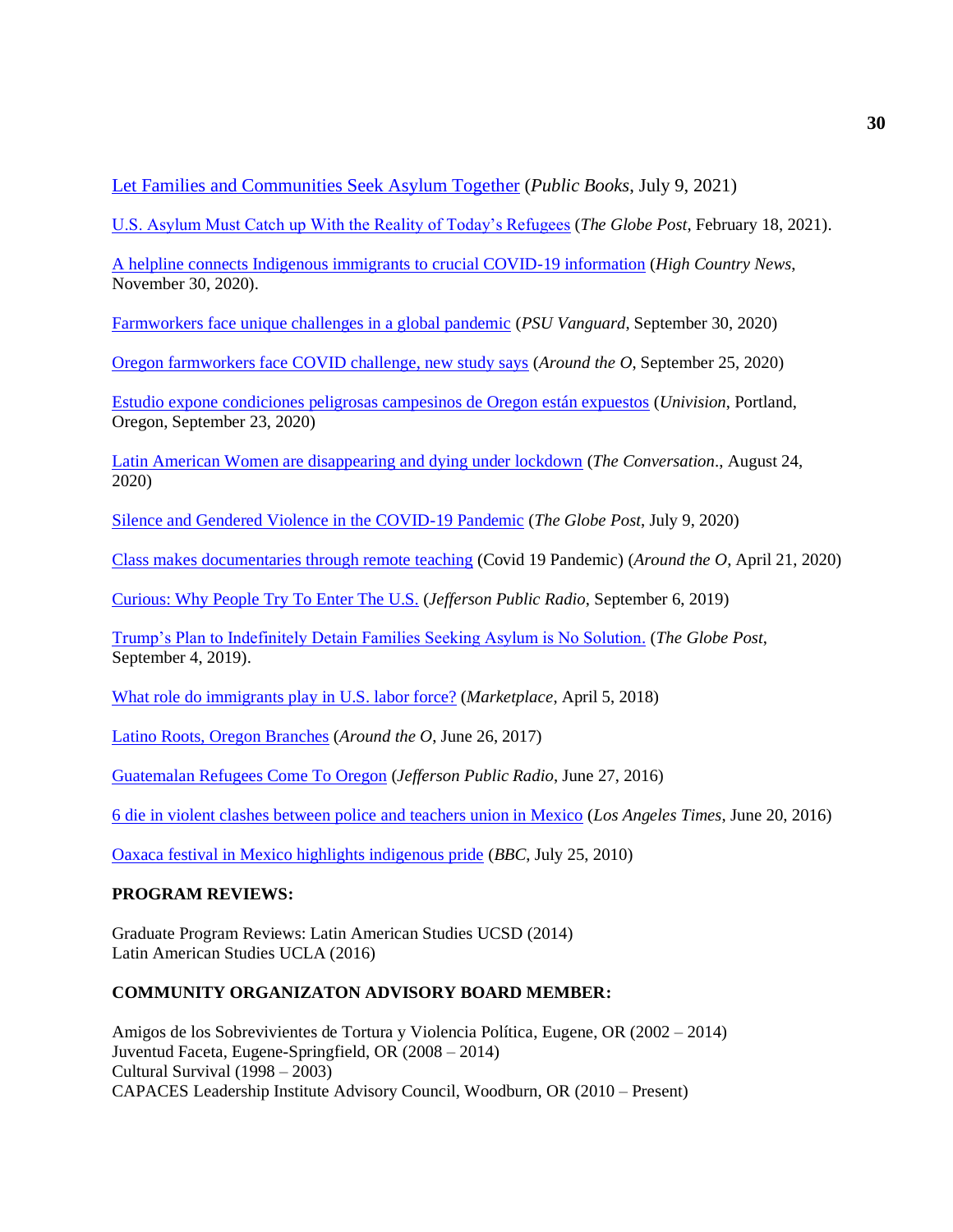Let Families and Communities Seek Asylum Together (*Public Books*, July 9, 2021)

U.S. Asylum Must Catch up With the Reality of Today's Refugees (*The Globe Post*, February 18, 2021).

A helpline connects Indigenous immigrants to crucial COVID-19 information (*High Country News*, November 30, 2020).

Farmworkers face unique challenges in a global pandemic (*PSU Vanguard*, September 30, 2020)

Oregon farmworkers face COVID challenge, new study says (*Around the O*, September 25, 2020)

Estudio expone condiciones peligrosas campesinos de Oregon están expuestos (*Univision*, Portland, Oregon, September 23, 2020)

Latin American Women are disappearing and dying under lockdown (*The Conversation*., August 24, 2020)

Silence and Gendered Violence in the COVID-19 Pandemic (*The Globe Post*, July 9, 2020)

Class makes documentaries through remote teaching (Covid 19 Pandemic) (*Around the O*, April 21, 2020)

Curious: Why People Try To Enter The U.S. (*Jefferson Public Radio*, September 6, 2019)

Trump's Plan to Indefinitely Detain Families Seeking Asylum is No Solution. (*The Globe Post*, September 4, 2019).

What role do immigrants play in U.S. labor force? (*Marketplace*, April 5, 2018)

Latino Roots, Oregon Branches (*Around the O*, June 26, 2017)

Guatemalan Refugees Come To Oregon (*Jefferson Public Radio*, June 27, 2016)

6 die in violent clashes between police and teachers union in Mexico (*Los Angeles Times*, June 20, 2016)

Oaxaca festival in Mexico highlights indigenous pride (*BBC*, July 25, 2010)

**PROGRAM REVIEWS:**

Graduate Program Reviews: Latin American Studies UCSD (2014)
Latin American Studies UCLA (2016)

**COMMUNITY ORGANIZATON ADVISORY BOARD MEMBER:**

Amigos de los Sobrevivientes de Tortura y Violencia Política, Eugene, OR (2002 – 2014)
Juventud Faceta, Eugene-Springfield, OR (2008 – 2014)
Cultural Survival (1998 – 2003)
CAPACES Leadership Institute Advisory Council, Woodburn, OR (2010 – Present)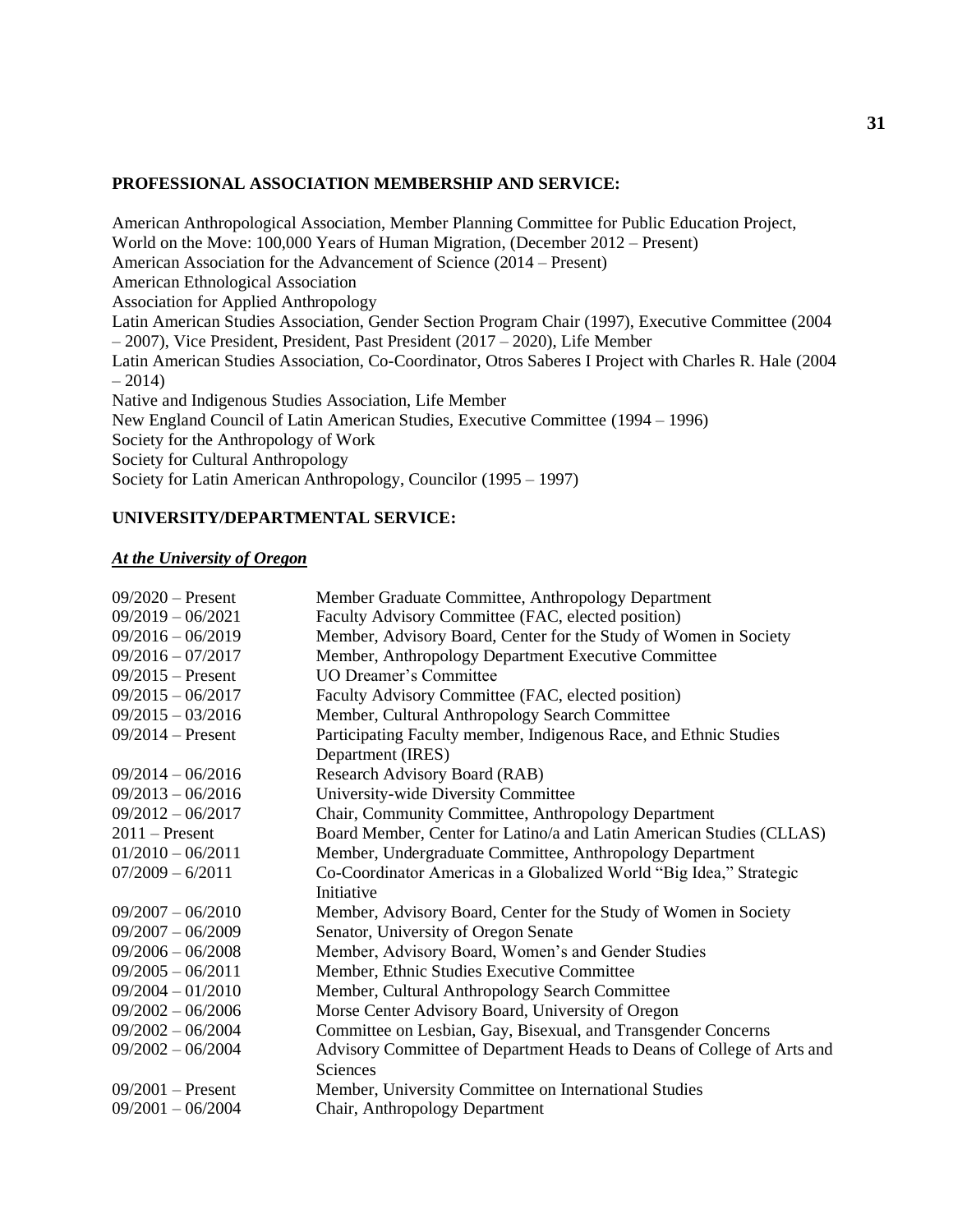## PROFESSIONAL ASSOCIATION MEMBERSHIP AND SERVICE:

American Anthropological Association, Member Planning Committee for Public Education Project, World on the Move: 100,000 Years of Human Migration, (December 2012 – Present)
American Association for the Advancement of Science (2014 – Present)
American Ethnological Association
Association for Applied Anthropology
Latin American Studies Association, Gender Section Program Chair (1997), Executive Committee (2004 – 2007), Vice President, President, Past President (2017 – 2020), Life Member
Latin American Studies Association, Co-Coordinator, Otros Saberes I Project with Charles R. Hale (2004 – 2014)
Native and Indigenous Studies Association, Life Member
New England Council of Latin American Studies, Executive Committee (1994 – 1996)
Society for the Anthropology of Work
Society for Cultural Anthropology
Society for Latin American Anthropology, Councilor (1995 – 1997)

## UNIVERSITY/DEPARTMENTAL SERVICE:

### ***At the University of Oregon***

| | |
|---|---|
| 09/2020 – Present | Member Graduate Committee, Anthropology Department |
| 09/2019 – 06/2021 | Faculty Advisory Committee (FAC, elected position) |
| 09/2016 – 06/2019 | Member, Advisory Board, Center for the Study of Women in Society |
| 09/2016 – 07/2017 | Member, Anthropology Department Executive Committee |
| 09/2015 – Present | UO Dreamer's Committee |
| 09/2015 – 06/2017 | Faculty Advisory Committee (FAC, elected position) |
| 09/2015 – 03/2016 | Member, Cultural Anthropology Search Committee |
| 09/2014 – Present | Participating Faculty member, Indigenous Race, and Ethnic Studies Department (IRES) |
| 09/2014 – 06/2016 | Research Advisory Board (RAB) |
| 09/2013 – 06/2016 | University-wide Diversity Committee |
| 09/2012 – 06/2017 | Chair, Community Committee, Anthropology Department |
| 2011 – Present | Board Member, Center for Latino/a and Latin American Studies (CLLAS) |
| 01/2010 – 06/2011 | Member, Undergraduate Committee, Anthropology Department |
| 07/2009 – 6/2011 | Co-Coordinator Americas in a Globalized World "Big Idea," Strategic Initiative |
| 09/2007 – 06/2010 | Member, Advisory Board, Center for the Study of Women in Society |
| 09/2007 – 06/2009 | Senator, University of Oregon Senate |
| 09/2006 – 06/2008 | Member, Advisory Board, Women's and Gender Studies |
| 09/2005 – 06/2011 | Member, Ethnic Studies Executive Committee |
| 09/2004 – 01/2010 | Member, Cultural Anthropology Search Committee |
| 09/2002 – 06/2006 | Morse Center Advisory Board, University of Oregon |
| 09/2002 – 06/2004 | Committee on Lesbian, Gay, Bisexual, and Transgender Concerns |
| 09/2002 – 06/2004 | Advisory Committee of Department Heads to Deans of College of Arts and Sciences |
| 09/2001 – Present | Member, University Committee on International Studies |
| 09/2001 – 06/2004 | Chair, Anthropology Department |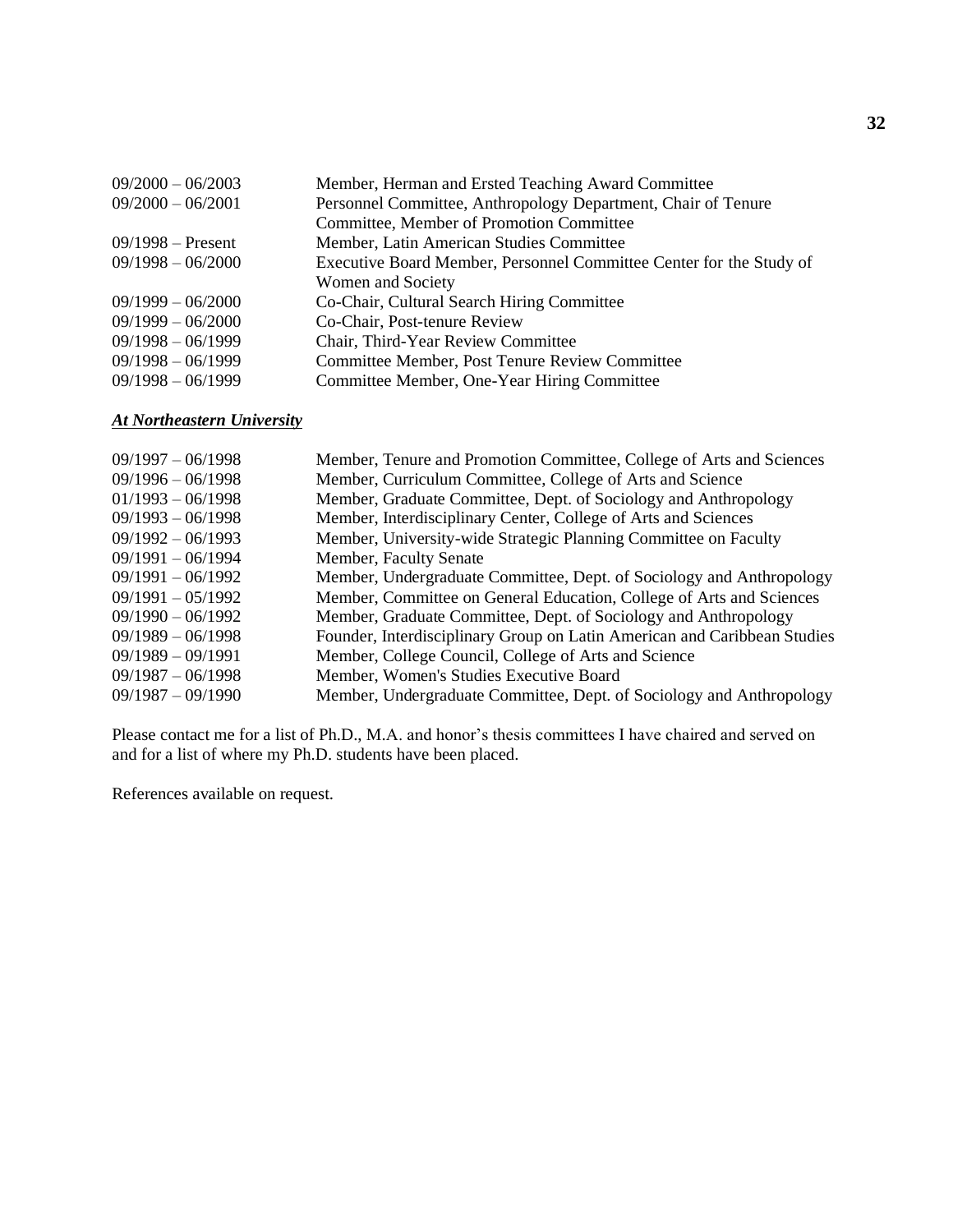| | |
|---|---|
| 09/2000 – 06/2003 | Member, Herman and Ersted Teaching Award Committee |
| 09/2000 – 06/2001 | Personnel Committee, Anthropology Department, Chair of Tenure Committee, Member of Promotion Committee |
| 09/1998 – Present | Member, Latin American Studies Committee |
| 09/1998 – 06/2000 | Executive Board Member, Personnel Committee Center for the Study of Women and Society |
| 09/1999 – 06/2000 | Co-Chair, Cultural Search Hiring Committee |
| 09/1999 – 06/2000 | Co-Chair, Post-tenure Review |
| 09/1998 – 06/1999 | Chair, Third-Year Review Committee |
| 09/1998 – 06/1999 | Committee Member, Post Tenure Review Committee |
| 09/1998 – 06/1999 | Committee Member, One-Year Hiring Committee |

***At Northeastern University***

| | |
|---|---|
| 09/1997 – 06/1998 | Member, Tenure and Promotion Committee, College of Arts and Sciences |
| 09/1996 – 06/1998 | Member, Curriculum Committee, College of Arts and Science |
| 01/1993 – 06/1998 | Member, Graduate Committee, Dept. of Sociology and Anthropology |
| 09/1993 – 06/1998 | Member, Interdisciplinary Center, College of Arts and Sciences |
| 09/1992 – 06/1993 | Member, University-wide Strategic Planning Committee on Faculty |
| 09/1991 – 06/1994 | Member, Faculty Senate |
| 09/1991 – 06/1992 | Member, Undergraduate Committee, Dept. of Sociology and Anthropology |
| 09/1991 – 05/1992 | Member, Committee on General Education, College of Arts and Sciences |
| 09/1990 – 06/1992 | Member, Graduate Committee, Dept. of Sociology and Anthropology |
| 09/1989 – 06/1998 | Founder, Interdisciplinary Group on Latin American and Caribbean Studies |
| 09/1989 – 09/1991 | Member, College Council, College of Arts and Science |
| 09/1987 – 06/1998 | Member, Women's Studies Executive Board |
| 09/1987 – 09/1990 | Member, Undergraduate Committee, Dept. of Sociology and Anthropology |

Please contact me for a list of Ph.D., M.A. and honor's thesis committees I have chaired and served on and for a list of where my Ph.D. students have been placed.

References available on request.